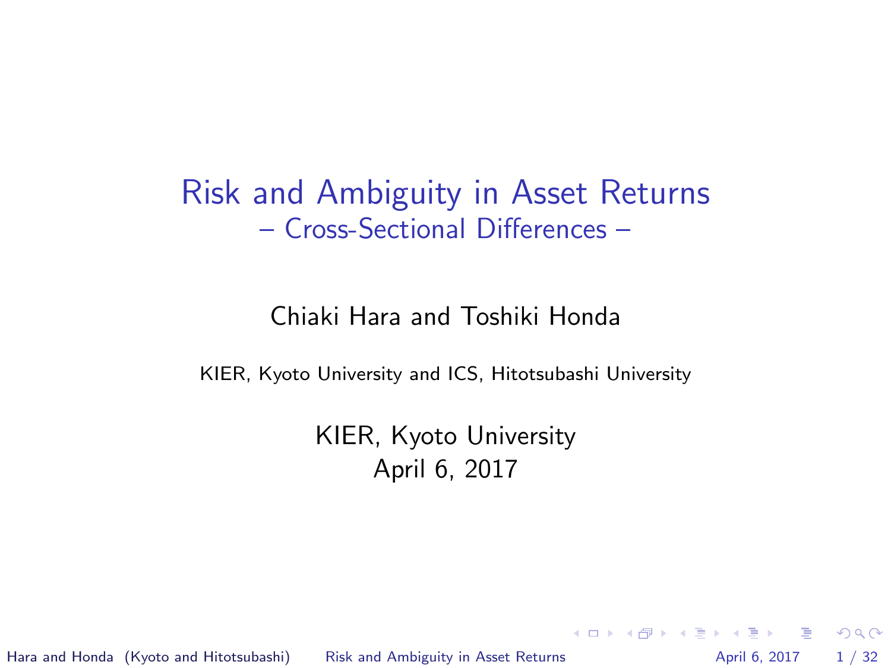# Risk and Ambiguity in Asset Returns

## – Cross-Sectional Differences –

Chiaki Hara and Toshiki Honda

KIER, Kyoto University and ICS, Hitotsubashi University

KIER, Kyoto University

April 6, 2017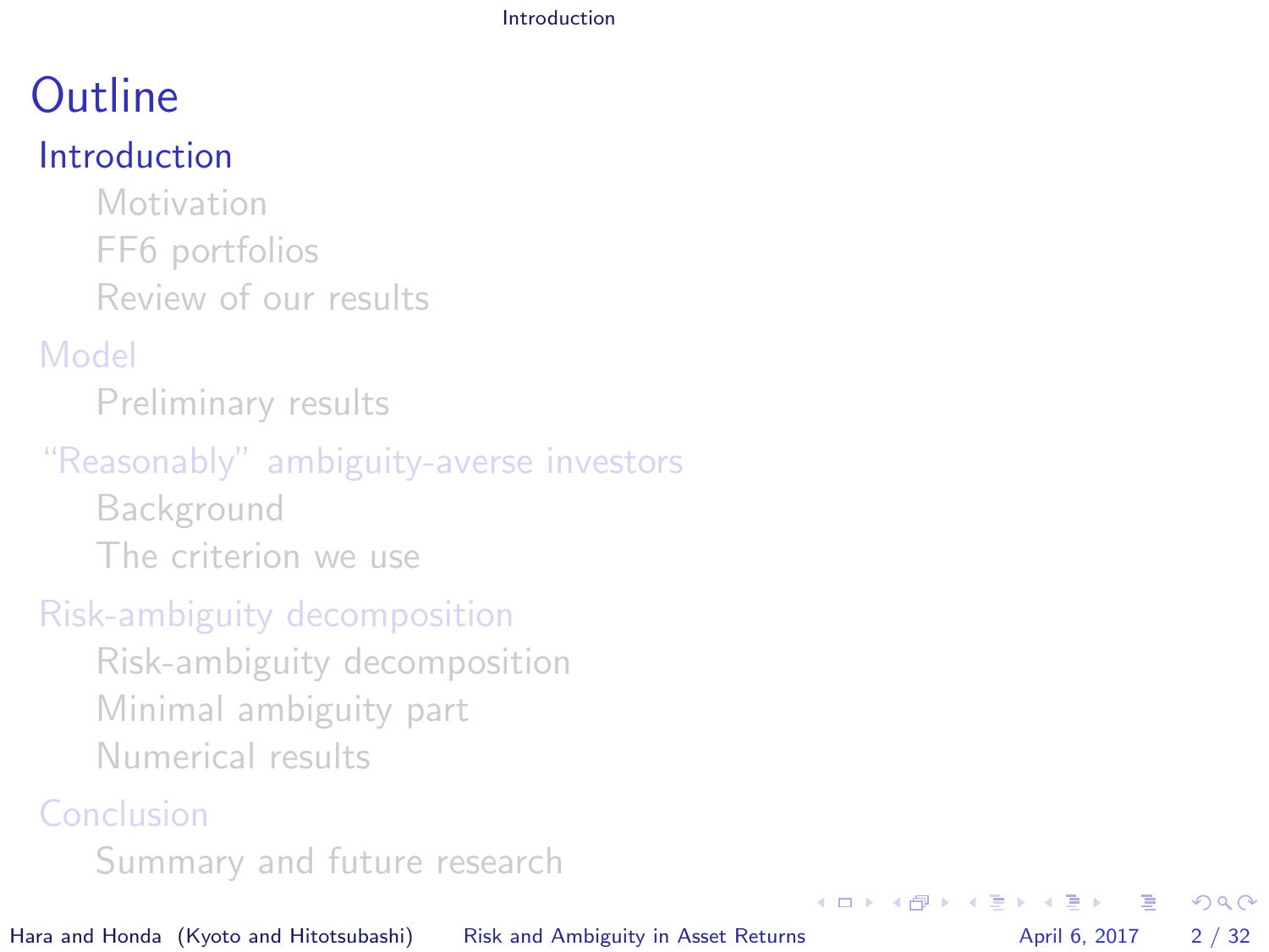# Outline

## Introduction

- Motivation
- FF6 portfolios
- Review of our results

## Model

- Preliminary results

## "Reasonably" ambiguity-averse investors

- Background
- The criterion we use

## Risk-ambiguity decomposition

- Risk-ambiguity decomposition
- Minimal ambiguity part
- Numerical results

## Conclusion

- Summary and future research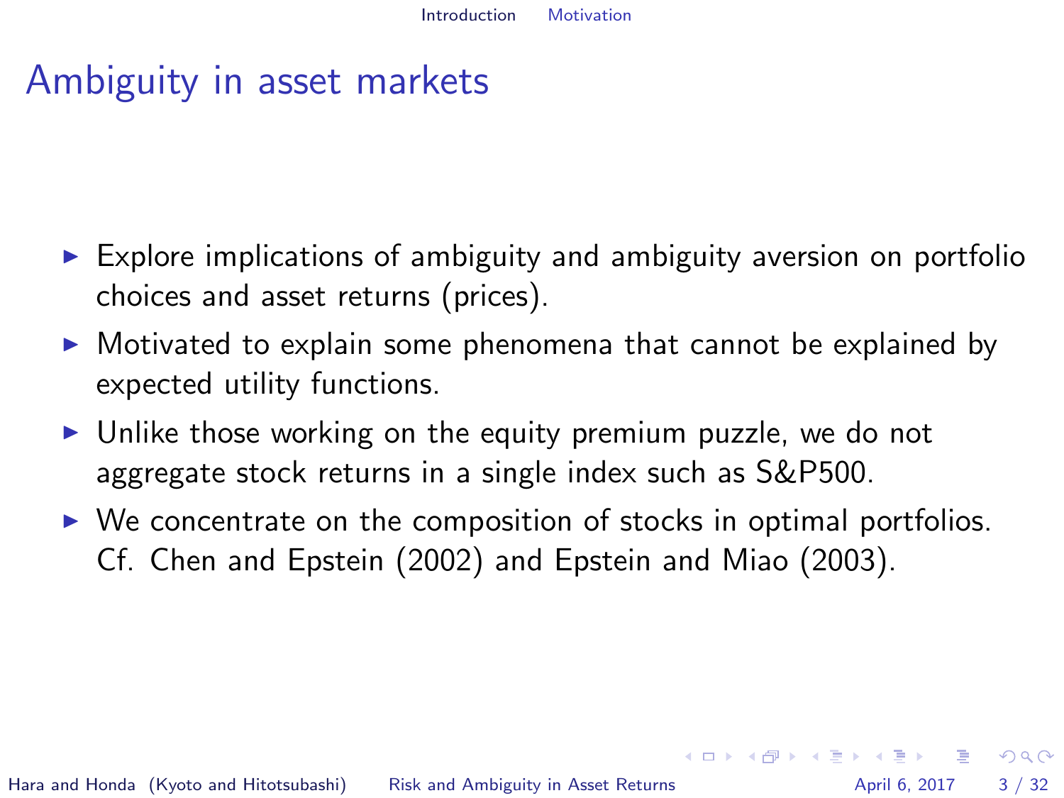# Ambiguity in asset markets

- Explore implications of ambiguity and ambiguity aversion on portfolio choices and asset returns (prices).
- Motivated to explain some phenomena that cannot be explained by expected utility functions.
- Unlike those working on the equity premium puzzle, we do not aggregate stock returns in a single index such as S&P500.
- We concentrate on the composition of stocks in optimal portfolios. Cf. Chen and Epstein (2002) and Epstein and Miao (2003).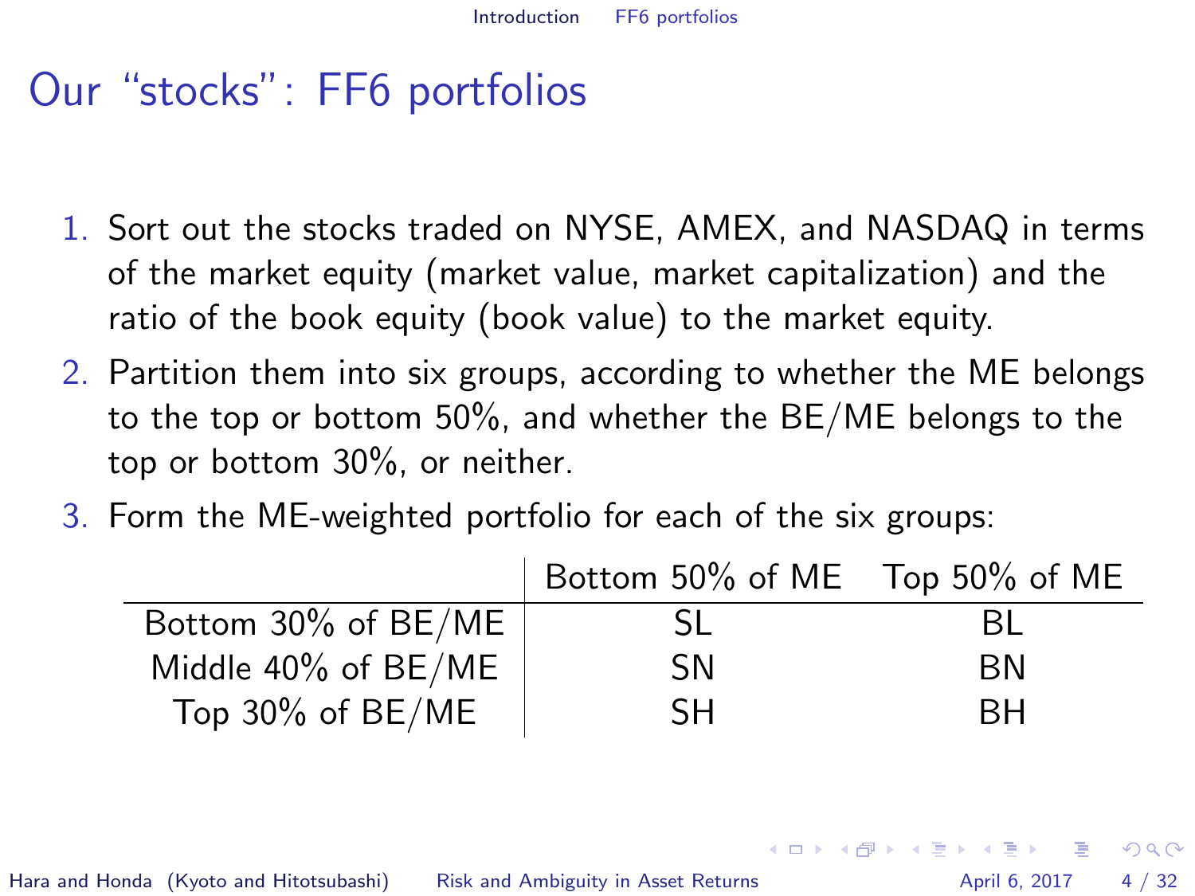# Our "stocks": FF6 portfolios

1. Sort out the stocks traded on NYSE, AMEX, and NASDAQ in terms of the market equity (market value, market capitalization) and the ratio of the book equity (book value) to the market equity.
2. Partition them into six groups, according to whether the ME belongs to the top or bottom 50%, and whether the BE/ME belongs to the top or bottom 30%, or neither.
3. Form the ME-weighted portfolio for each of the six groups:

| | Bottom 50% of ME | Top 50% of ME |
|---|---|---|
| Bottom 30% of BE/ME | SL | BL |
| Middle 40% of BE/ME | SN | BN |
| Top 30% of BE/ME | SH | BH |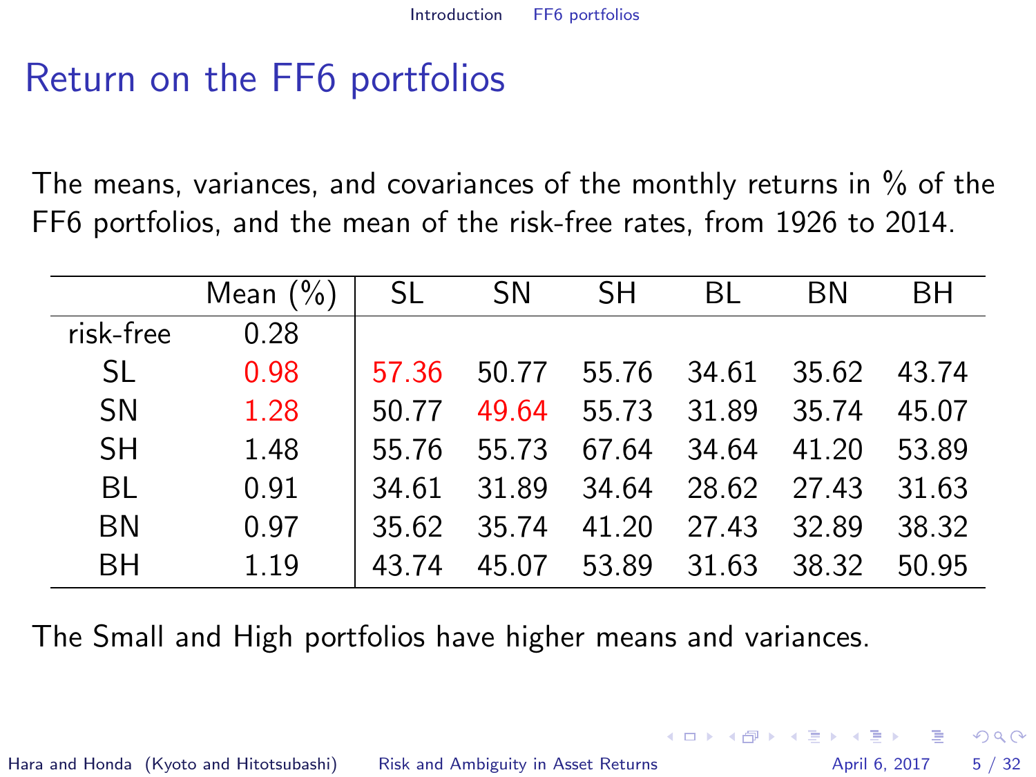# Return on the FF6 portfolios

The means, variances, and covariances of the monthly returns in % of the FF6 portfolios, and the mean of the risk-free rates, from 1926 to 2014.

| | Mean (%) | SL | SN | SH | BL | BN | BH |
|---|---|---|---|---|---|---|---|
| risk-free | 0.28 | | | | | | |
| SL | 0.98 | 57.36 | 50.77 | 55.76 | 34.61 | 35.62 | 43.74 |
| SN | 1.28 | 50.77 | 49.64 | 55.73 | 31.89 | 35.74 | 45.07 |
| SH | 1.48 | 55.76 | 55.73 | 67.64 | 34.64 | 41.20 | 53.89 |
| BL | 0.91 | 34.61 | 31.89 | 34.64 | 28.62 | 27.43 | 31.63 |
| BN | 0.97 | 35.62 | 35.74 | 41.20 | 27.43 | 32.89 | 38.32 |
| BH | 1.19 | 43.74 | 45.07 | 53.89 | 31.63 | 38.32 | 50.95 |

The Small and High portfolios have higher means and variances.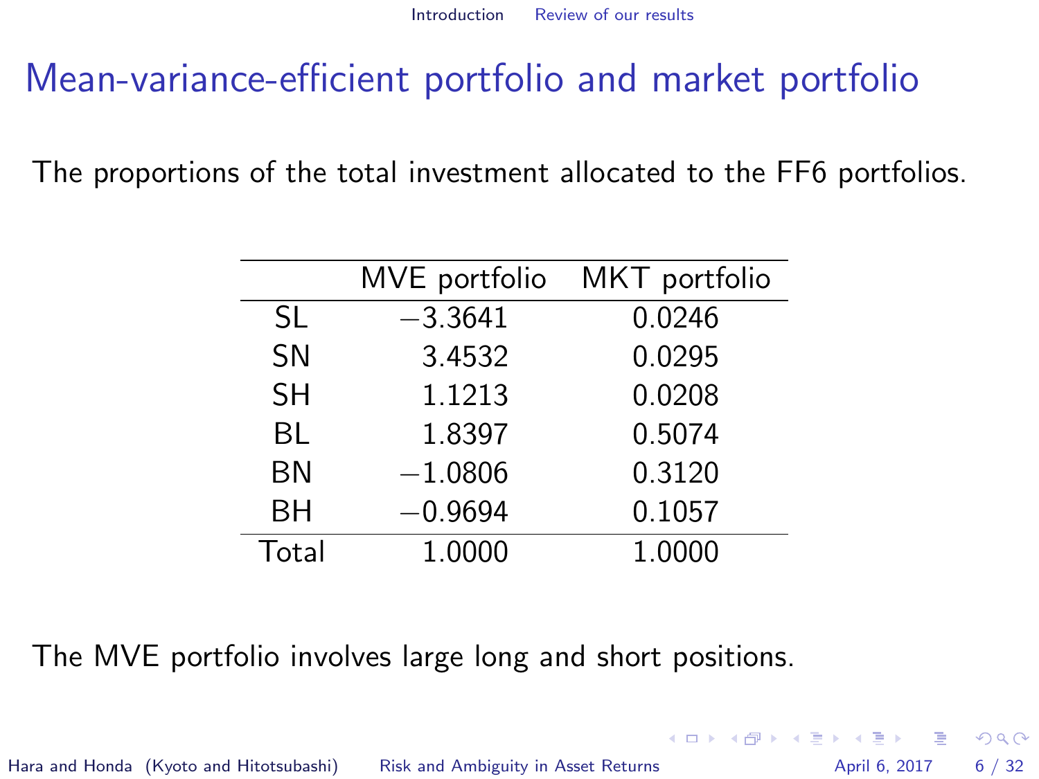# Mean-variance-efficient portfolio and market portfolio

The proportions of the total investment allocated to the FF6 portfolios.

| | MVE portfolio | MKT portfolio |
|---|---|---|
| SL | −3.3641 | 0.0246 |
| SN | 3.4532 | 0.0295 |
| SH | 1.1213 | 0.0208 |
| BL | 1.8397 | 0.5074 |
| BN | −1.0806 | 0.3120 |
| BH | −0.9694 | 0.1057 |
| Total | 1.0000 | 1.0000 |

The MVE portfolio involves large long and short positions.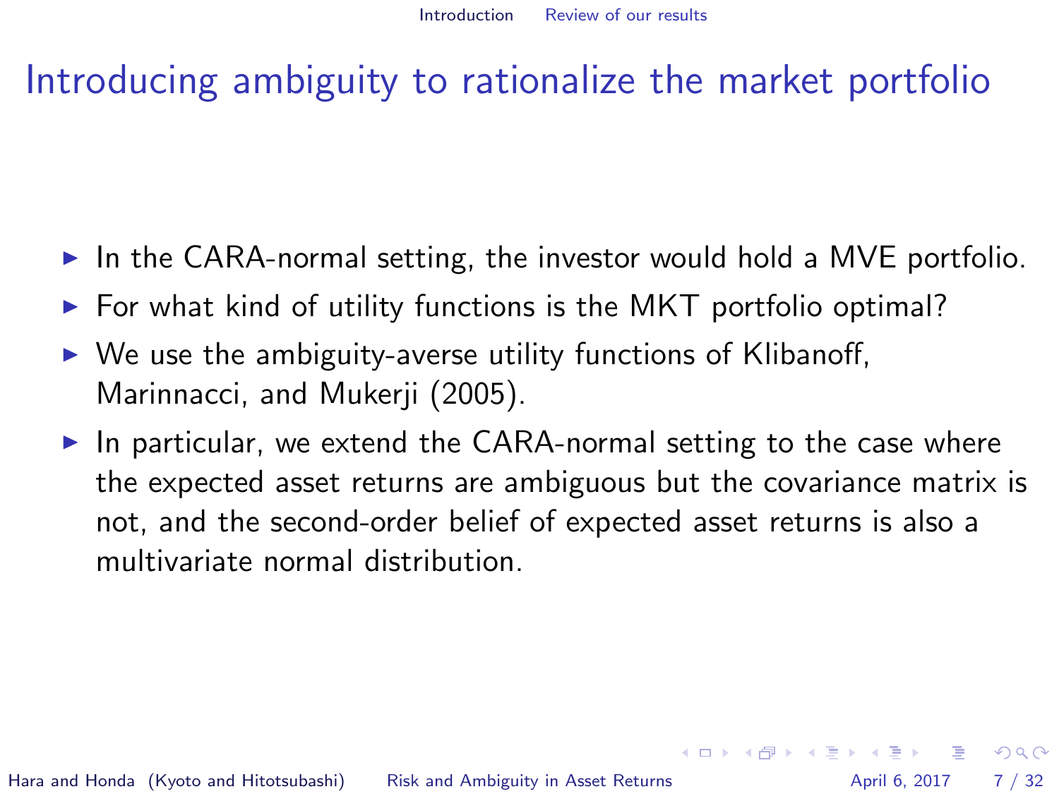# Introducing ambiguity to rationalize the market portfolio

- In the CARA-normal setting, the investor would hold a MVE portfolio.
- For what kind of utility functions is the MKT portfolio optimal?
- We use the ambiguity-averse utility functions of Klibanoff, Marinnacci, and Mukerji (2005).
- In particular, we extend the CARA-normal setting to the case where the expected asset returns are ambiguous but the covariance matrix is not, and the second-order belief of expected asset returns is also a multivariate normal distribution.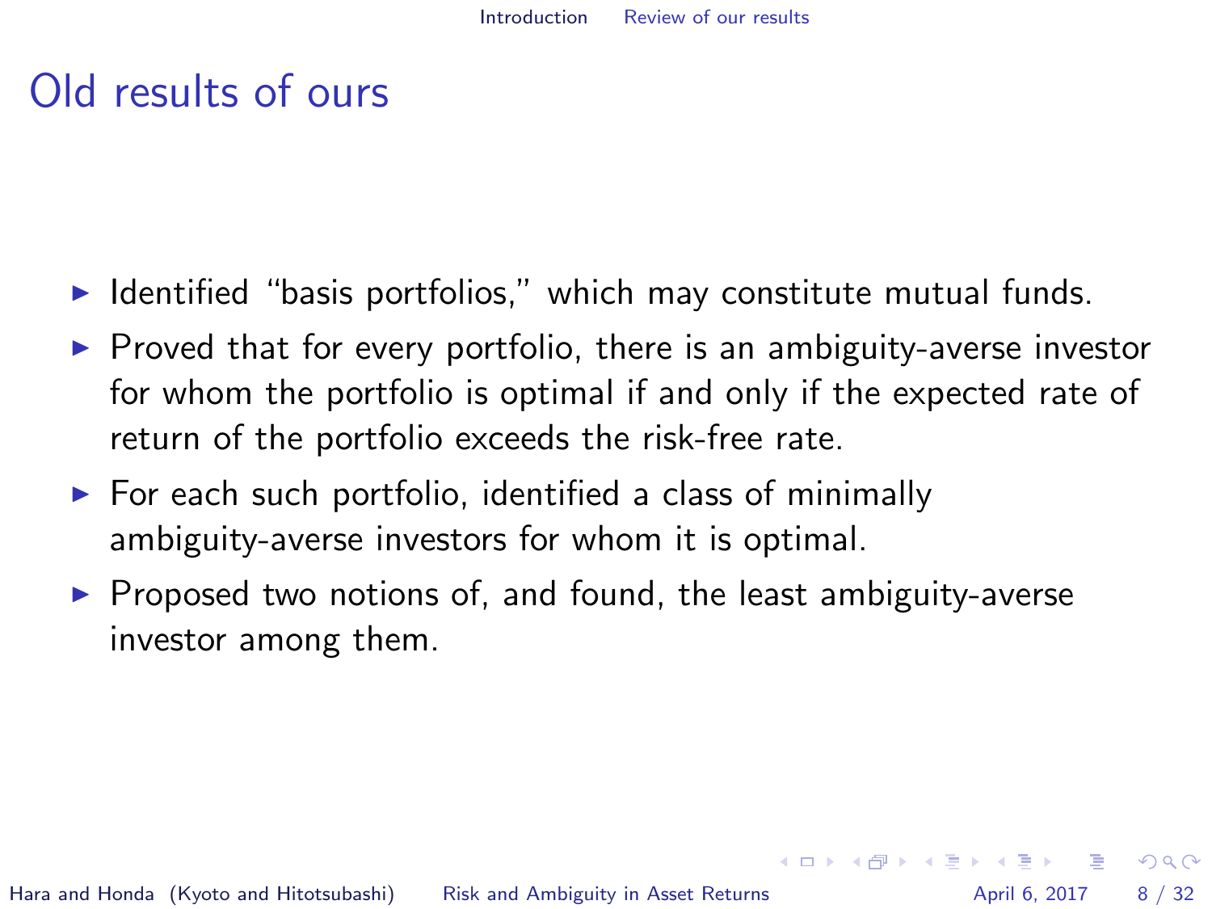# Old results of ours

- Identified “basis portfolios,” which may constitute mutual funds.
- Proved that for every portfolio, there is an ambiguity-averse investor for whom the portfolio is optimal if and only if the expected rate of return of the portfolio exceeds the risk-free rate.
- For each such portfolio, identified a class of minimally ambiguity-averse investors for whom it is optimal.
- Proposed two notions of, and found, the least ambiguity-averse investor among them.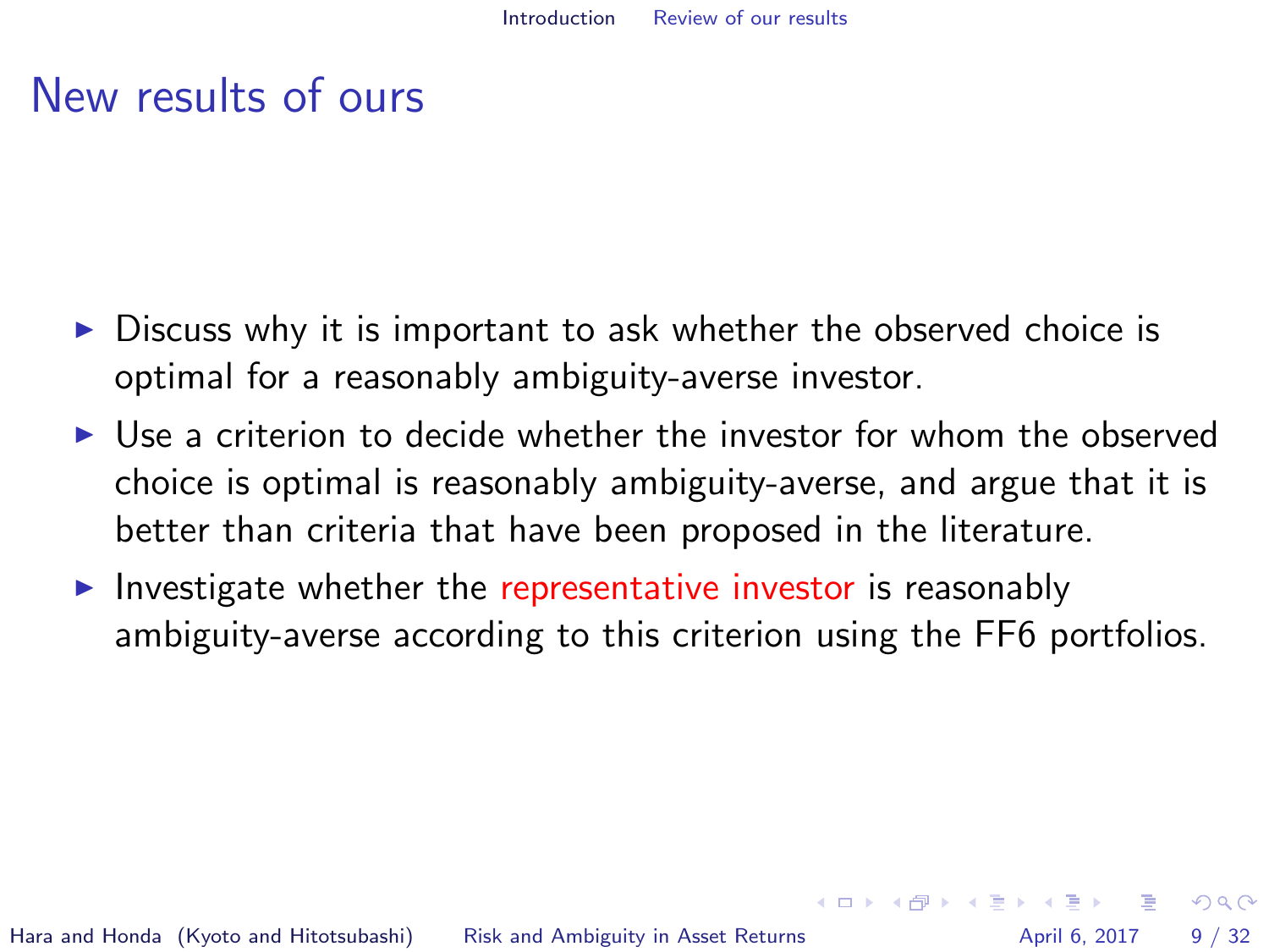# New results of ours

- Discuss why it is important to ask whether the observed choice is optimal for a reasonably ambiguity-averse investor.
- Use a criterion to decide whether the investor for whom the observed choice is optimal is reasonably ambiguity-averse, and argue that it is better than criteria that have been proposed in the literature.
- Investigate whether the representative investor is reasonably ambiguity-averse according to this criterion using the FF6 portfolios.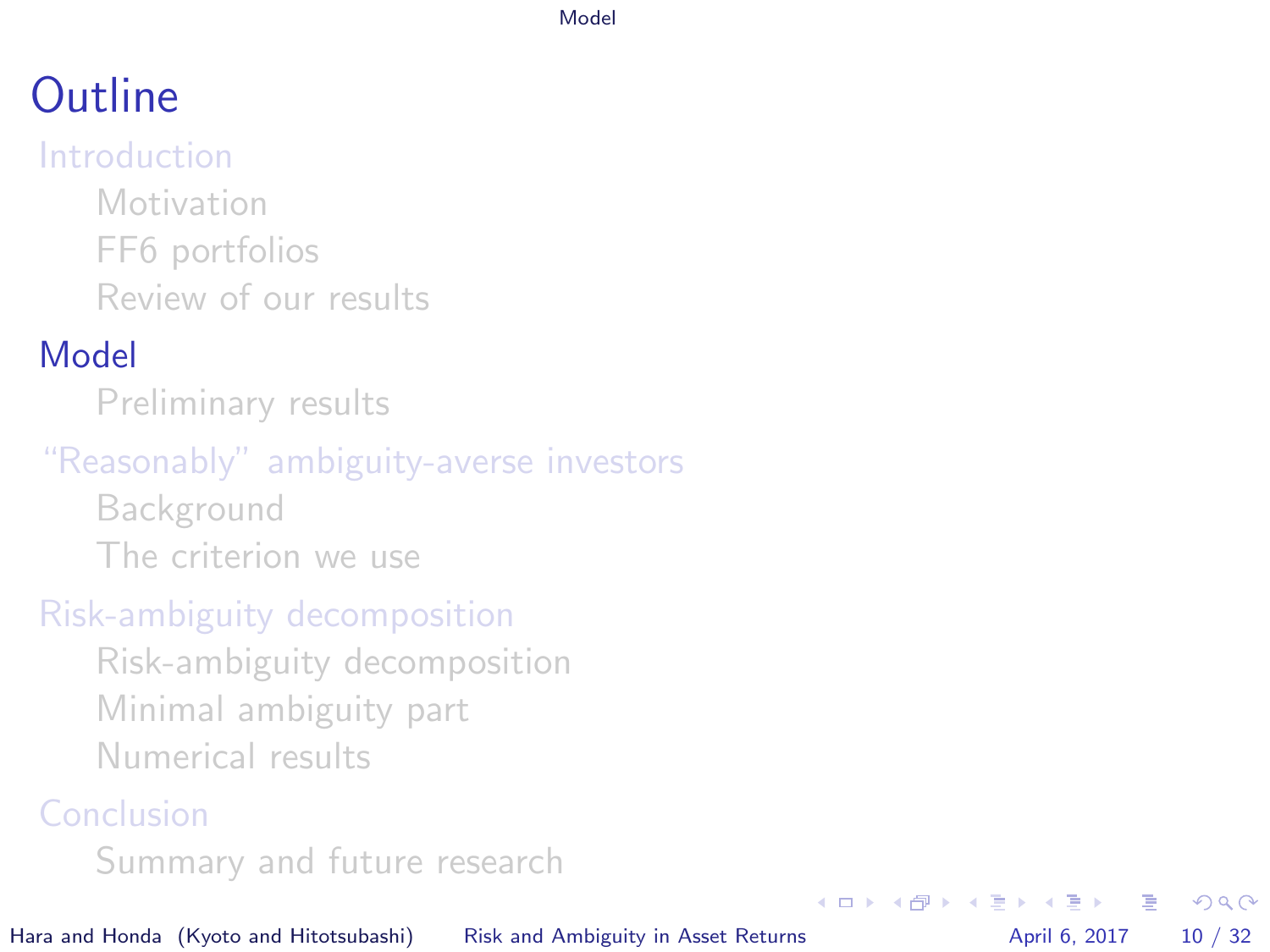# Outline

- Introduction
  - Motivation
  - FF6 portfolios
  - Review of our results
- **Model**
  - Preliminary results
- "Reasonably" ambiguity-averse investors
  - Background
  - The criterion we use
- Risk-ambiguity decomposition
  - Risk-ambiguity decomposition
  - Minimal ambiguity part
  - Numerical results
- Conclusion
  - Summary and future research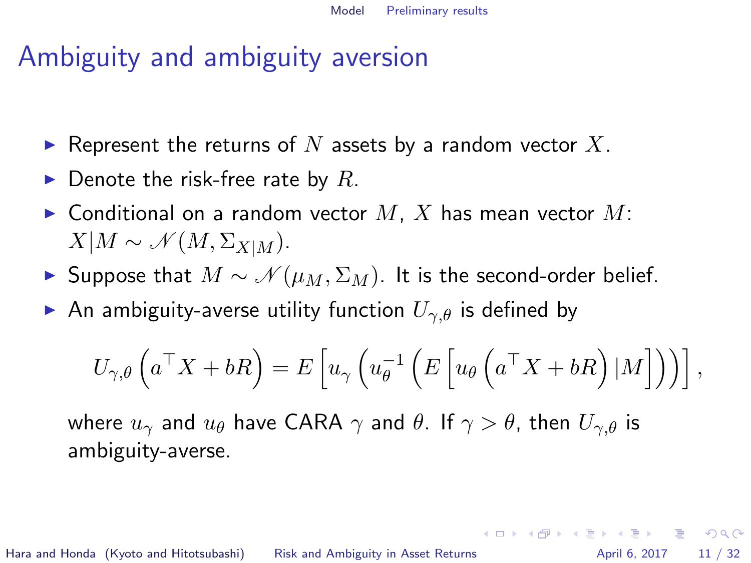# Ambiguity and ambiguity aversion

- Represent the returns of $N$ assets by a random vector $X$.
- Denote the risk-free rate by $R$.
- Conditional on a random vector $M$, $X$ has mean vector $M$: $X|M \sim \mathscr{N}(M, \Sigma_{X|M})$.
- Suppose that $M \sim \mathscr{N}(\mu_M, \Sigma_M)$. It is the second-order belief.
- An ambiguity-averse utility function $U_{\gamma,\theta}$ is defined by

$$U_{\gamma,\theta}\left(a^\top X + bR\right) = E\left[u_\gamma\left(u_\theta^{-1}\left(E\left[u_\theta\left(a^\top X + bR\right)|M\right]\right)\right)\right],$$

  where $u_\gamma$ and $u_\theta$ have CARA $\gamma$ and $\theta$. If $\gamma > \theta$, then $U_{\gamma,\theta}$ is ambiguity-averse.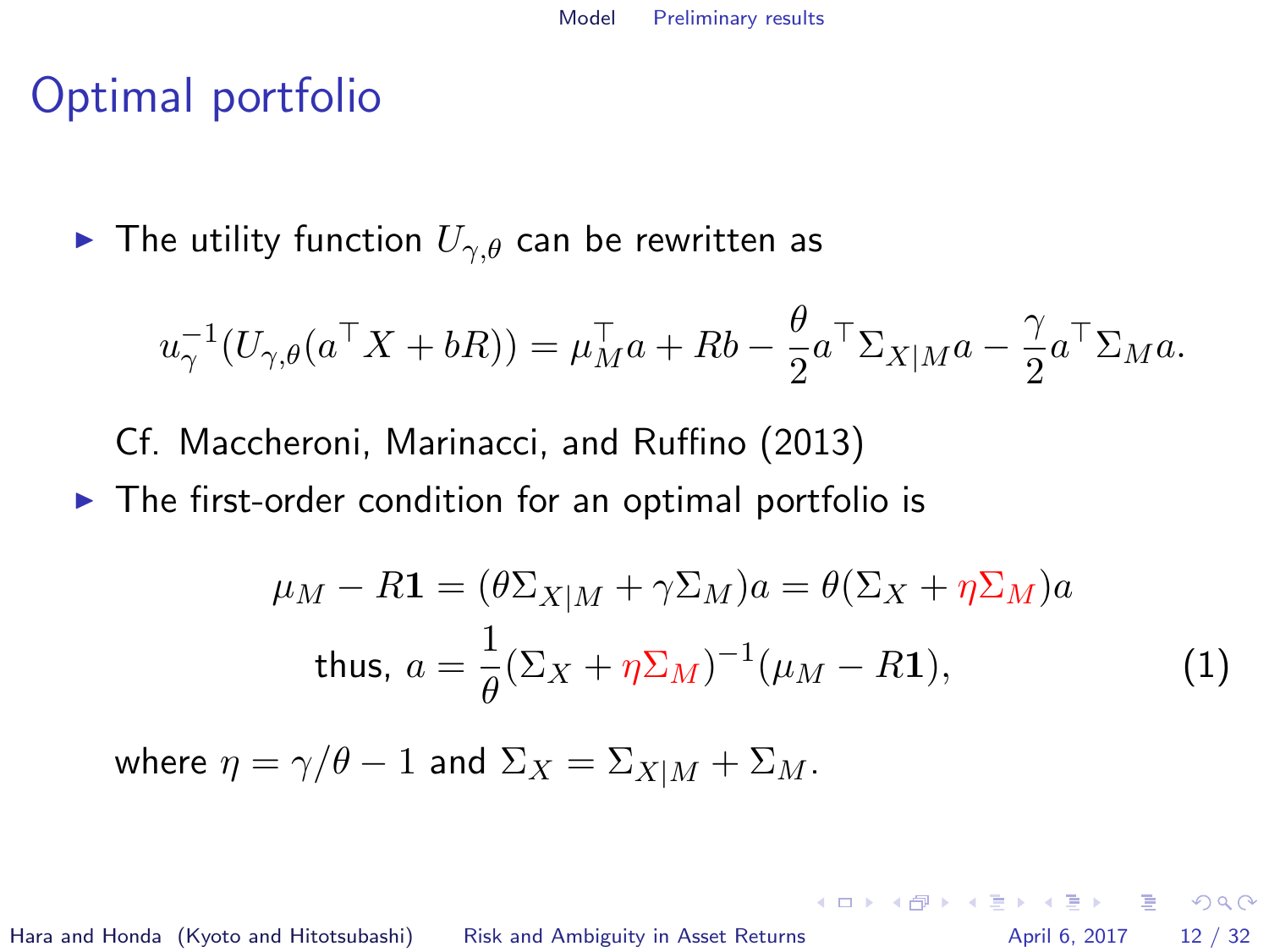# Optimal portfolio

- The utility function $U_{\gamma,\theta}$ can be rewritten as

$$u_\gamma^{-1}(U_{\gamma,\theta}(a^\top X + bR)) = \mu_M^\top a + Rb - \frac{\theta}{2} a^\top \Sigma_{X|M} a - \frac{\gamma}{2} a^\top \Sigma_M a.$$

Cf. Maccheroni, Marinacci, and Ruffino (2013)

- The first-order condition for an optimal portfolio is

$$\mu_M - R\mathbf{1} = (\theta \Sigma_{X|M} + \gamma \Sigma_M) a = \theta(\Sigma_X + \eta \Sigma_M) a$$

$$\text{thus, } a = \frac{1}{\theta}(\Sigma_X + \eta \Sigma_M)^{-1}(\mu_M - R\mathbf{1}), \tag{1}$$

where $\eta = \gamma/\theta - 1$ and $\Sigma_X = \Sigma_{X|M} + \Sigma_M$.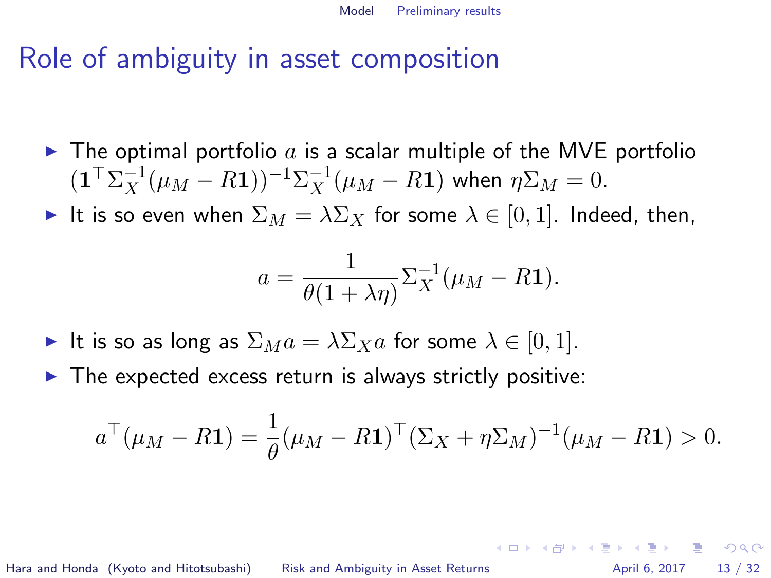# Role of ambiguity in asset composition

- The optimal portfolio $a$ is a scalar multiple of the MVE portfolio $(\mathbf{1}^\top \Sigma_X^{-1}(\mu_M - R\mathbf{1}))^{-1}\Sigma_X^{-1}(\mu_M - R\mathbf{1})$ when $\eta\Sigma_M = 0$.
- It is so even when $\Sigma_M = \lambda \Sigma_X$ for some $\lambda \in [0, 1]$. Indeed, then,

$$a = \frac{1}{\theta(1 + \lambda\eta)} \Sigma_X^{-1}(\mu_M - R\mathbf{1}).$$

- It is so as long as $\Sigma_M a = \lambda \Sigma_X a$ for some $\lambda \in [0, 1]$.
- The expected excess return is always strictly positive:

$$a^\top(\mu_M - R\mathbf{1}) = \frac{1}{\theta}(\mu_M - R\mathbf{1})^\top (\Sigma_X + \eta\Sigma_M)^{-1}(\mu_M - R\mathbf{1}) > 0.$$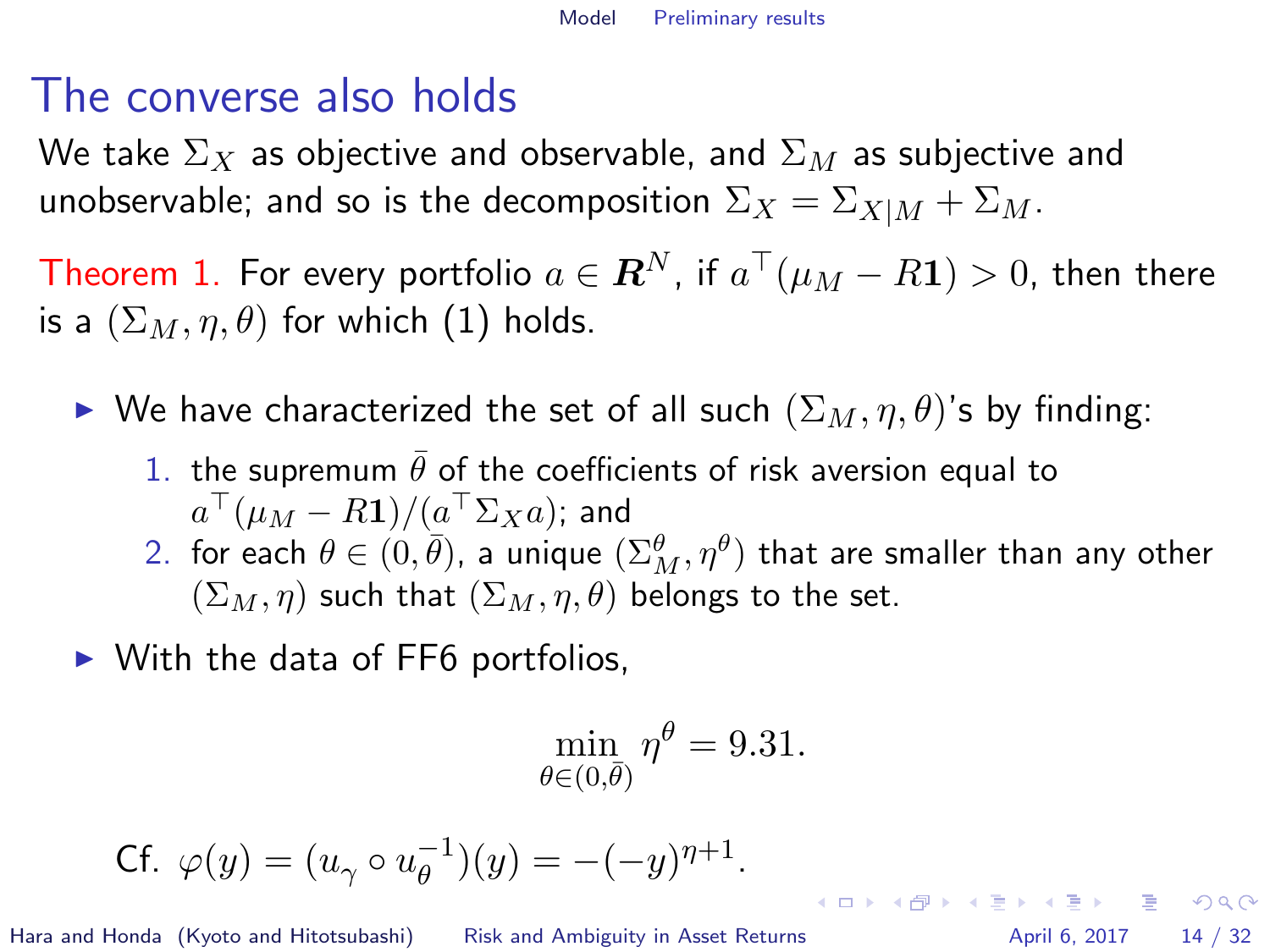# The converse also holds

We take $\Sigma_X$ as objective and observable, and $\Sigma_M$ as subjective and unobservable; and so is the decomposition $\Sigma_X = \Sigma_{X|M} + \Sigma_M$.

Theorem 1. For every portfolio $a \in \boldsymbol{R}^N$, if $a^\top(\mu_M - R\mathbf{1}) > 0$, then there is a $(\Sigma_M, \eta, \theta)$ for which (1) holds.

- We have characterized the set of all such $(\Sigma_M, \eta, \theta)$'s by finding:
  1. the supremum $\bar{\theta}$ of the coefficients of risk aversion equal to $a^\top(\mu_M - R\mathbf{1})/(a^\top \Sigma_X a)$; and
  2. for each $\theta \in (0, \bar{\theta})$, a unique $(\Sigma_M^\theta, \eta^\theta)$ that are smaller than any other $(\Sigma_M, \eta)$ such that $(\Sigma_M, \eta, \theta)$ belongs to the set.
- With the data of FF6 portfolios,

$$\min_{\theta \in (0, \bar{\theta})} \eta^\theta = 9.31.$$

Cf. $\varphi(y) = (u_\gamma \circ u_\theta^{-1})(y) = -(-y)^{\eta+1}$.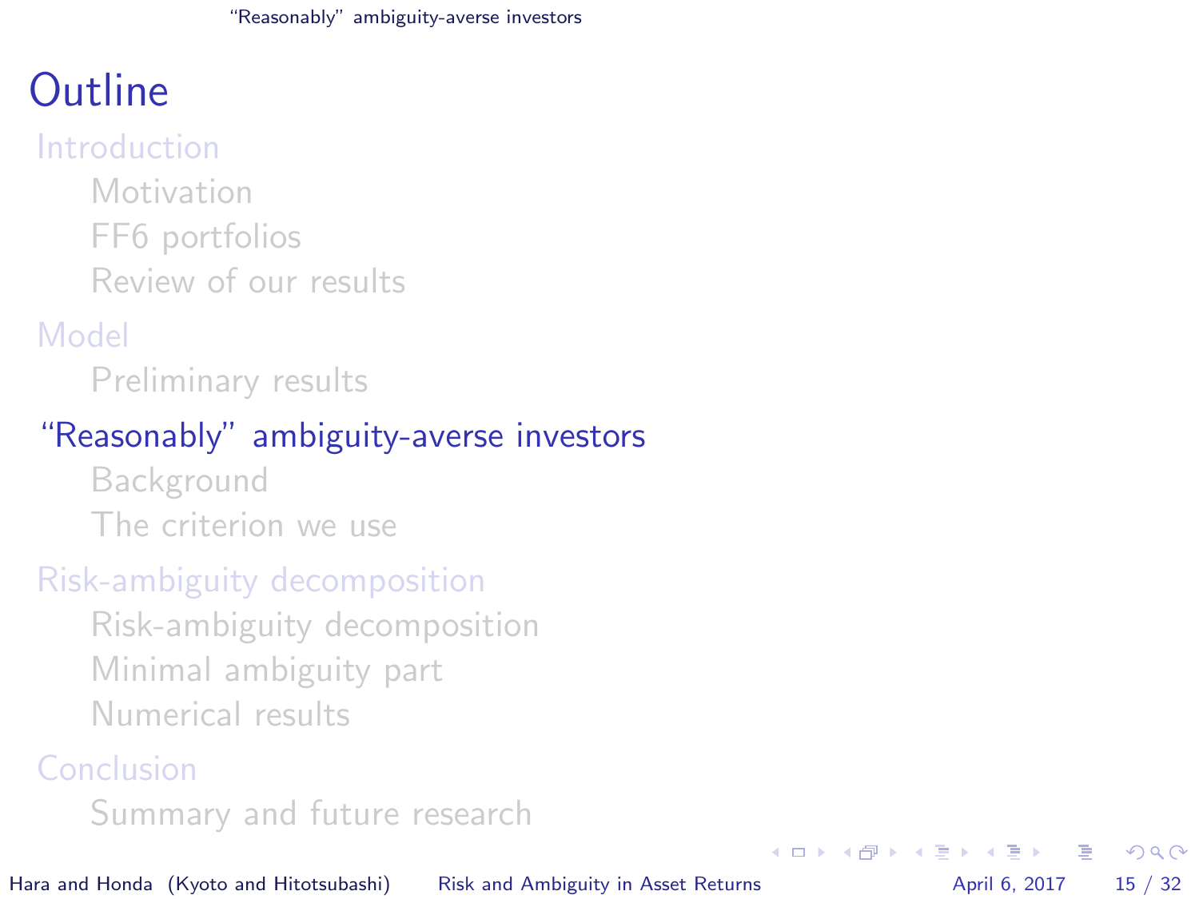# Outline

- Introduction
  - Motivation
  - FF6 portfolios
  - Review of our results
- Model
  - Preliminary results
- “Reasonably” ambiguity-averse investors
  - Background
  - The criterion we use
- Risk-ambiguity decomposition
  - Risk-ambiguity decomposition
  - Minimal ambiguity part
  - Numerical results
- Conclusion
  - Summary and future research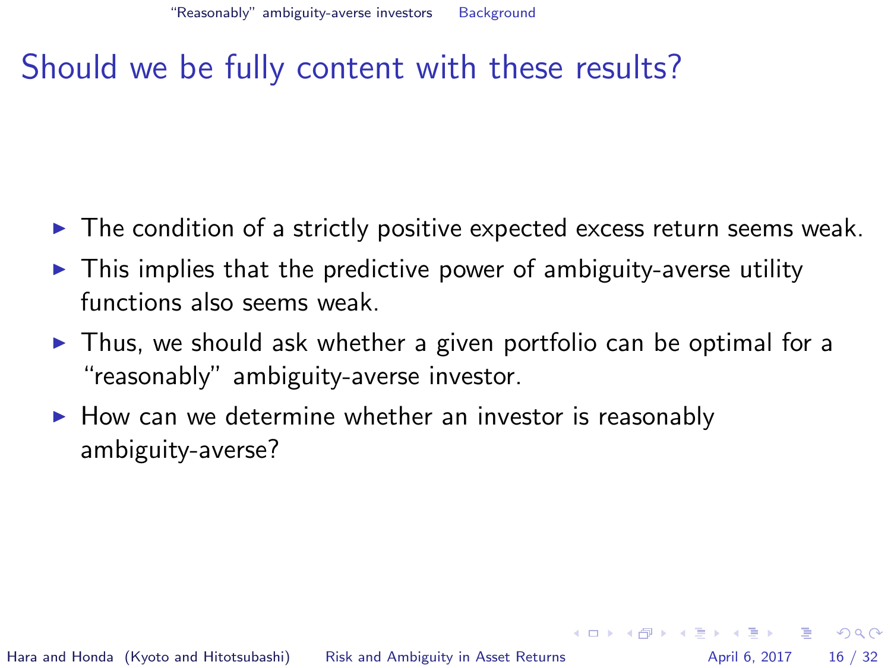# Should we be fully content with these results?

- The condition of a strictly positive expected excess return seems weak.
- This implies that the predictive power of ambiguity-averse utility functions also seems weak.
- Thus, we should ask whether a given portfolio can be optimal for a “reasonably” ambiguity-averse investor.
- How can we determine whether an investor is reasonably ambiguity-averse?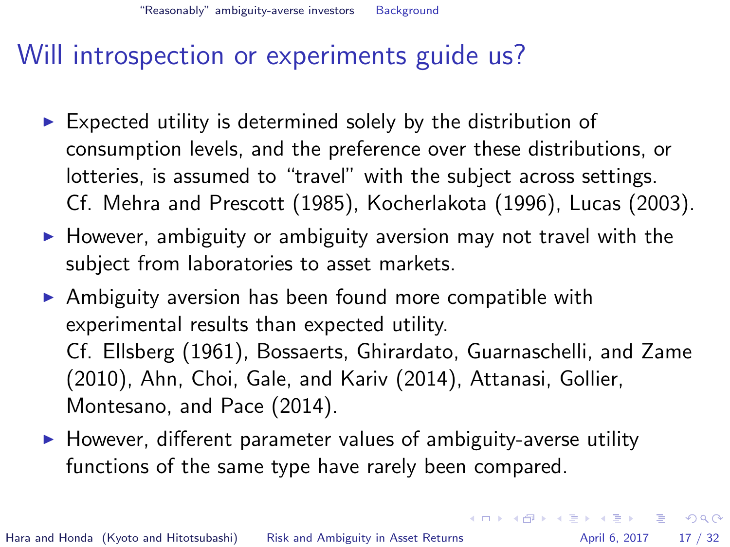# Will introspection or experiments guide us?

- Expected utility is determined solely by the distribution of consumption levels, and the preference over these distributions, or lotteries, is assumed to "travel" with the subject across settings. Cf. Mehra and Prescott (1985), Kocherlakota (1996), Lucas (2003).
- However, ambiguity or ambiguity aversion may not travel with the subject from laboratories to asset markets.
- Ambiguity aversion has been found more compatible with experimental results than expected utility.
  Cf. Ellsberg (1961), Bossaerts, Ghirardato, Guarnaschelli, and Zame (2010), Ahn, Choi, Gale, and Kariv (2014), Attanasi, Gollier, Montesano, and Pace (2014).
- However, different parameter values of ambiguity-averse utility functions of the same type have rarely been compared.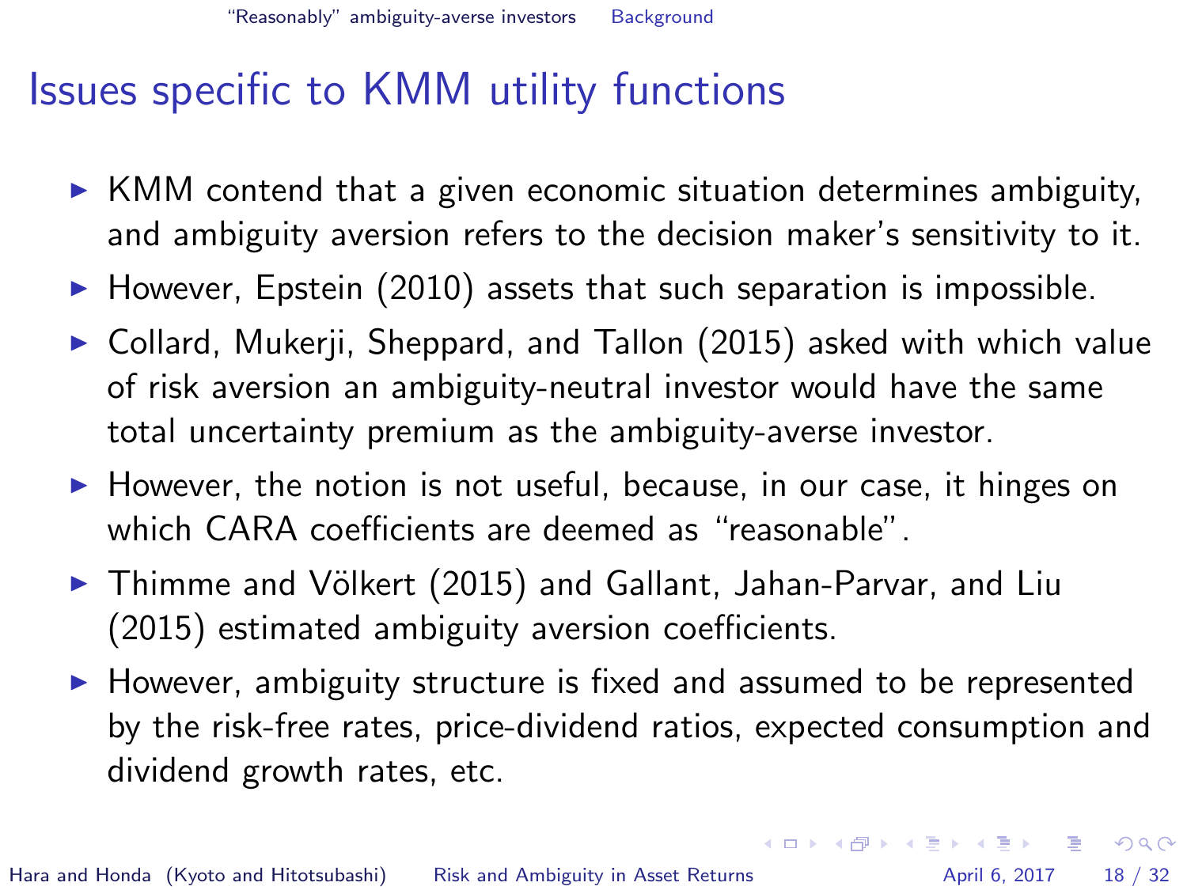# Issues specific to KMM utility functions

- KMM contend that a given economic situation determines ambiguity, and ambiguity aversion refers to the decision maker's sensitivity to it.
- However, Epstein (2010) assets that such separation is impossible.
- Collard, Mukerji, Sheppard, and Tallon (2015) asked with which value of risk aversion an ambiguity-neutral investor would have the same total uncertainty premium as the ambiguity-averse investor.
- However, the notion is not useful, because, in our case, it hinges on which CARA coefficients are deemed as "reasonable".
- Thimme and Völkert (2015) and Gallant, Jahan-Parvar, and Liu (2015) estimated ambiguity aversion coefficients.
- However, ambiguity structure is fixed and assumed to be represented by the risk-free rates, price-dividend ratios, expected consumption and dividend growth rates, etc.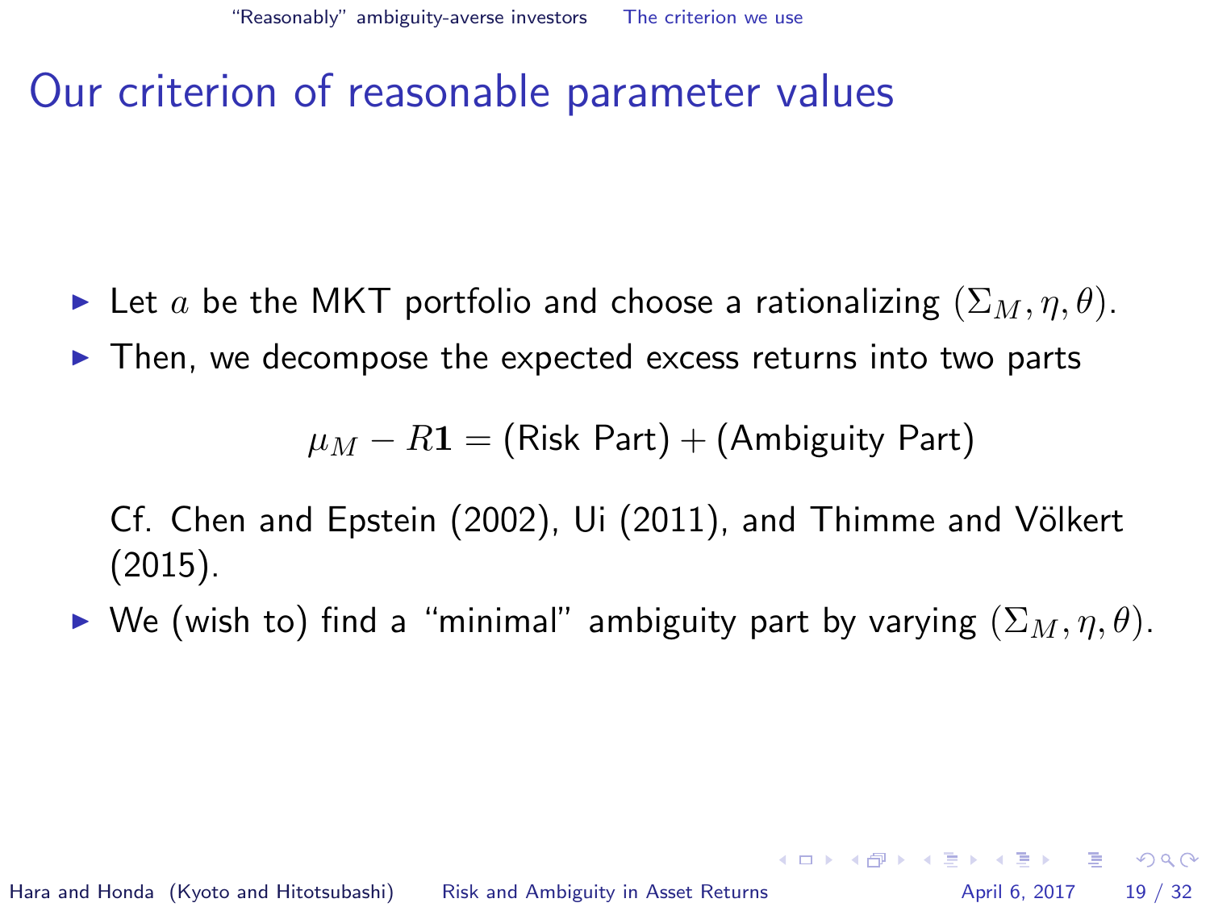# Our criterion of reasonable parameter values

- Let $a$ be the MKT portfolio and choose a rationalizing $(\Sigma_M, \eta, \theta)$.
- Then, we decompose the expected excess returns into two parts

$$\mu_M - R\mathbf{1} = (\text{Risk Part}) + (\text{Ambiguity Part})$$

  Cf. Chen and Epstein (2002), Ui (2011), and Thimme and Völkert (2015).
- We (wish to) find a "minimal" ambiguity part by varying $(\Sigma_M, \eta, \theta)$.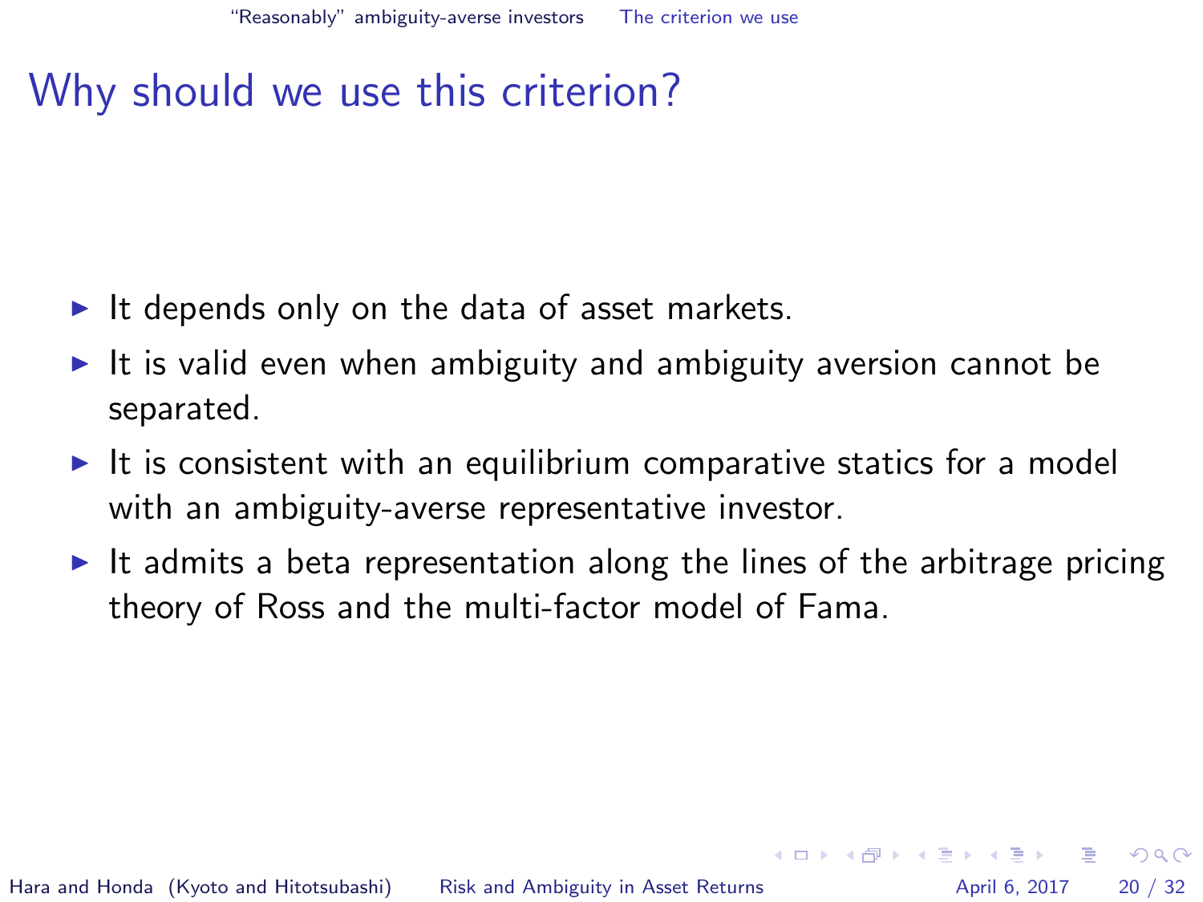# Why should we use this criterion?

- It depends only on the data of asset markets.
- It is valid even when ambiguity and ambiguity aversion cannot be separated.
- It is consistent with an equilibrium comparative statics for a model with an ambiguity-averse representative investor.
- It admits a beta representation along the lines of the arbitrage pricing theory of Ross and the multi-factor model of Fama.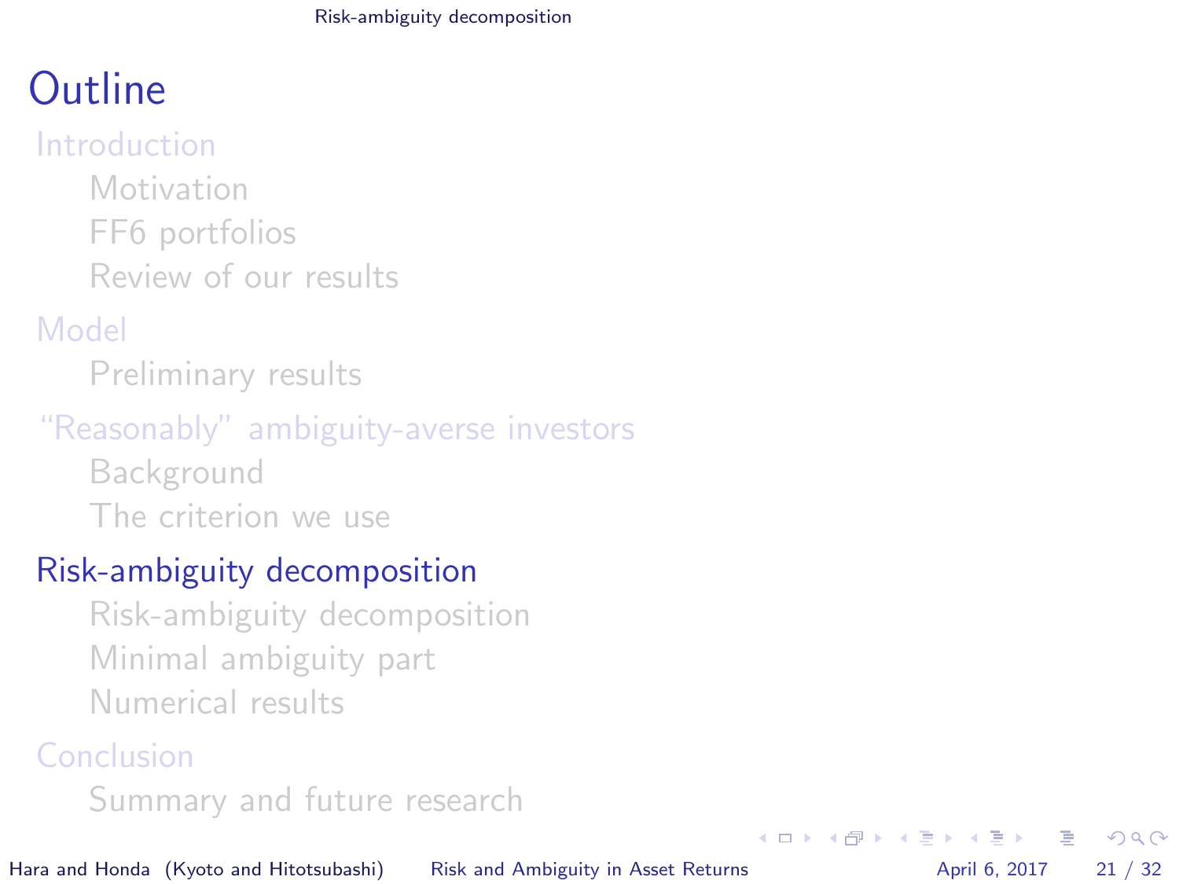# Outline

- Introduction
  - Motivation
  - FF6 portfolios
  - Review of our results
- Model
  - Preliminary results
- "Reasonably" ambiguity-averse investors
  - Background
  - The criterion we use
- **Risk-ambiguity decomposition**
  - Risk-ambiguity decomposition
  - Minimal ambiguity part
  - Numerical results
- Conclusion
  - Summary and future research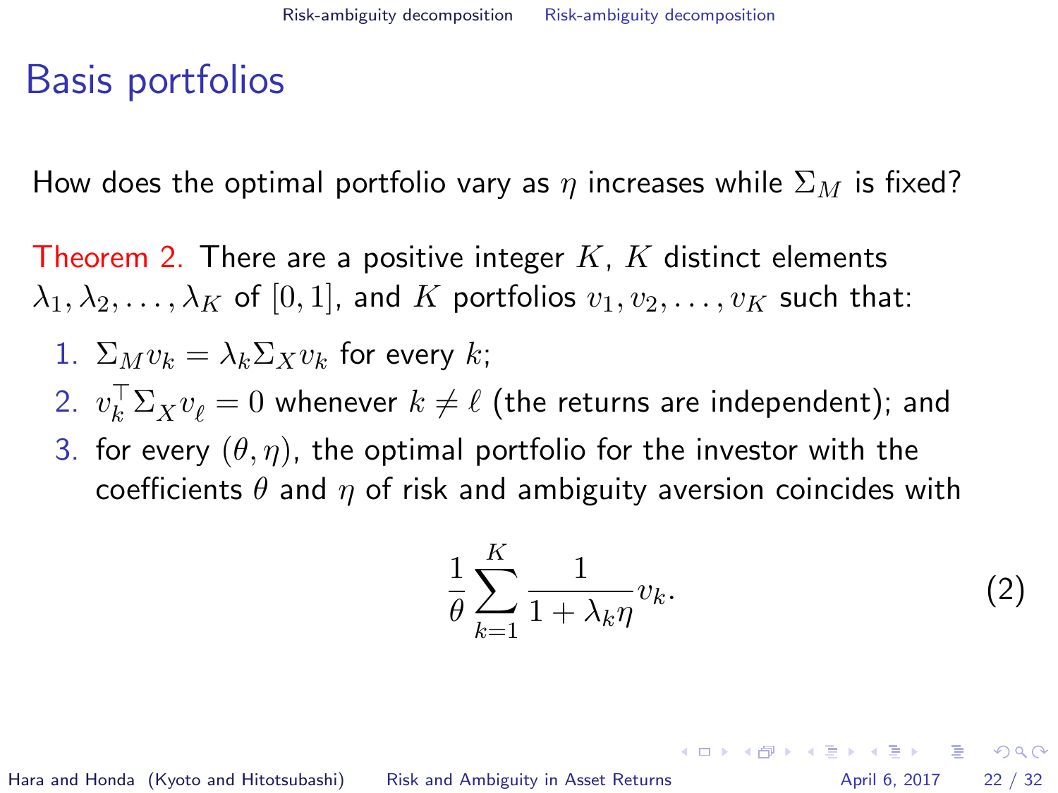# Basis portfolios

How does the optimal portfolio vary as $\eta$ increases while $\Sigma_M$ is fixed?

Theorem 2. There are a positive integer $K$, $K$ distinct elements $\lambda_1, \lambda_2, \ldots, \lambda_K$ of $[0, 1]$, and $K$ portfolios $v_1, v_2, \ldots, v_K$ such that:

1. $\Sigma_M v_k = \lambda_k \Sigma_X v_k$ for every $k$;
2. $v_k^\top \Sigma_X v_\ell = 0$ whenever $k \neq \ell$ (the returns are independent); and
3. for every $(\theta, \eta)$, the optimal portfolio for the investor with the coefficients $\theta$ and $\eta$ of risk and ambiguity aversion coincides with

$$\frac{1}{\theta} \sum_{k=1}^{K} \frac{1}{1 + \lambda_k \eta} v_k. \tag{2}$$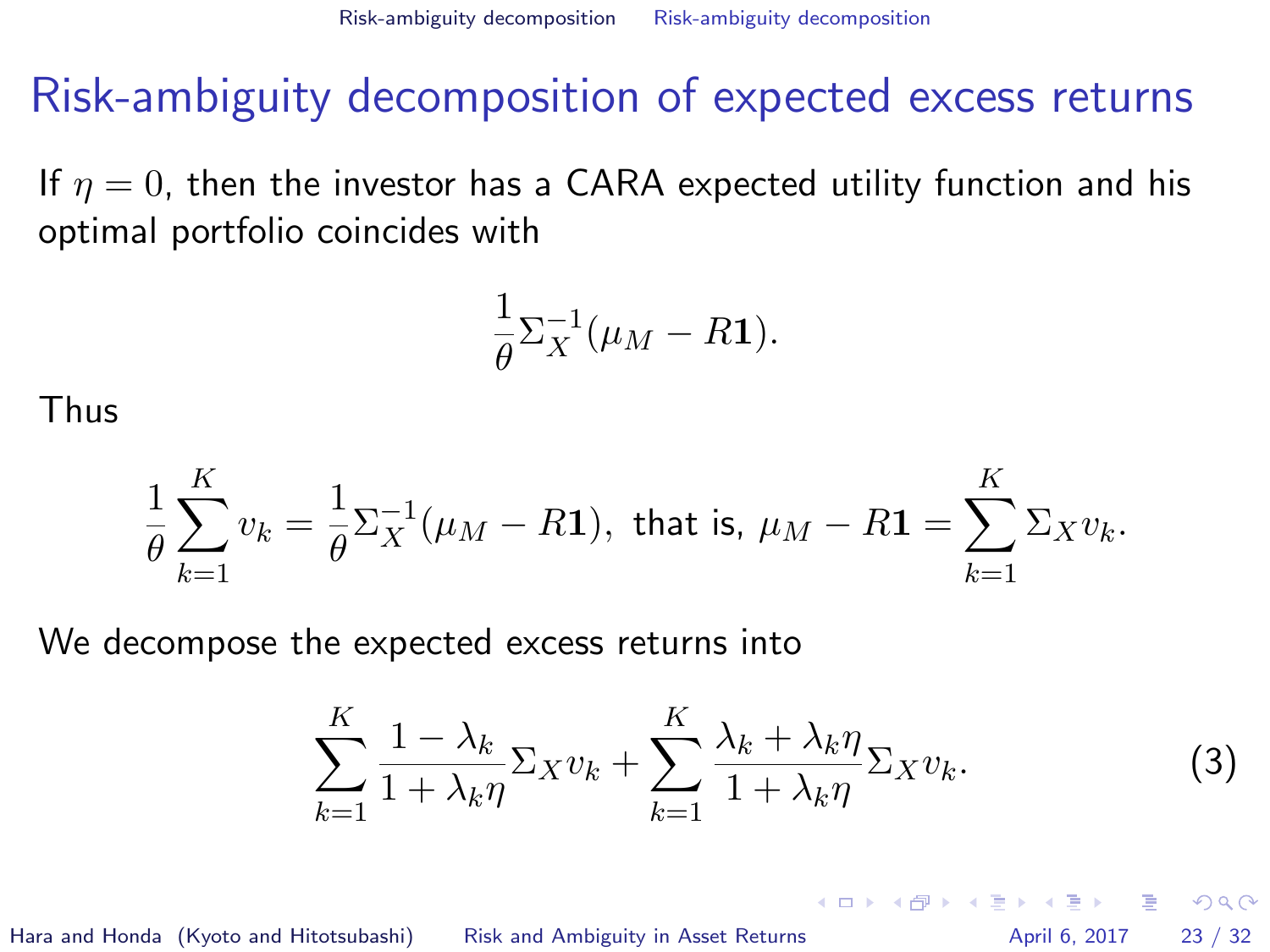# Risk-ambiguity decomposition of expected excess returns

If $\eta = 0$, then the investor has a CARA expected utility function and his optimal portfolio coincides with

$$\frac{1}{\theta}\Sigma_X^{-1}(\mu_M - R\mathbf{1}).$$

Thus

$$\frac{1}{\theta}\sum_{k=1}^{K} v_k = \frac{1}{\theta}\Sigma_X^{-1}(\mu_M - R\mathbf{1}), \text{ that is, } \mu_M - R\mathbf{1} = \sum_{k=1}^{K} \Sigma_X v_k.$$

We decompose the expected excess returns into

$$\sum_{k=1}^{K} \frac{1-\lambda_k}{1+\lambda_k \eta}\Sigma_X v_k + \sum_{k=1}^{K} \frac{\lambda_k + \lambda_k \eta}{1+\lambda_k \eta}\Sigma_X v_k. \tag{3}$$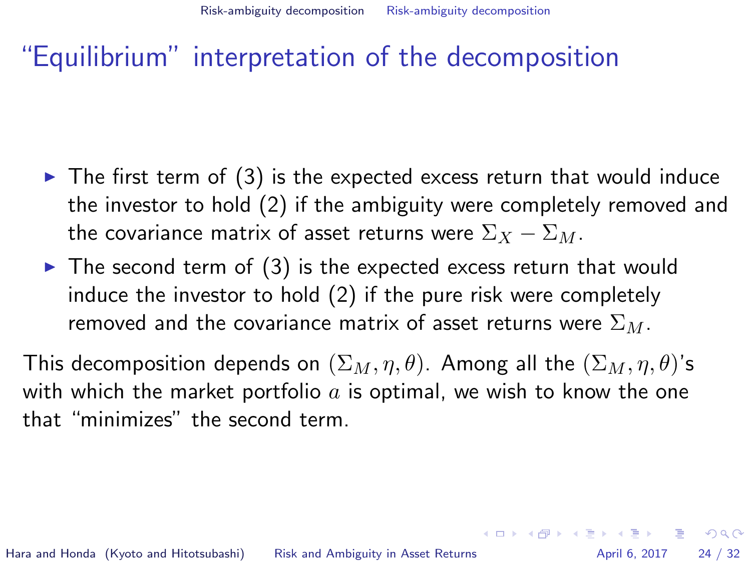# "Equilibrium" interpretation of the decomposition

- The first term of (3) is the expected excess return that would induce the investor to hold (2) if the ambiguity were completely removed and the covariance matrix of asset returns were $\Sigma_X - \Sigma_M$.
- The second term of (3) is the expected excess return that would induce the investor to hold (2) if the pure risk were completely removed and the covariance matrix of asset returns were $\Sigma_M$.

This decomposition depends on $(\Sigma_M, \eta, \theta)$. Among all the $(\Sigma_M, \eta, \theta)$'s with which the market portfolio $a$ is optimal, we wish to know the one that "minimizes" the second term.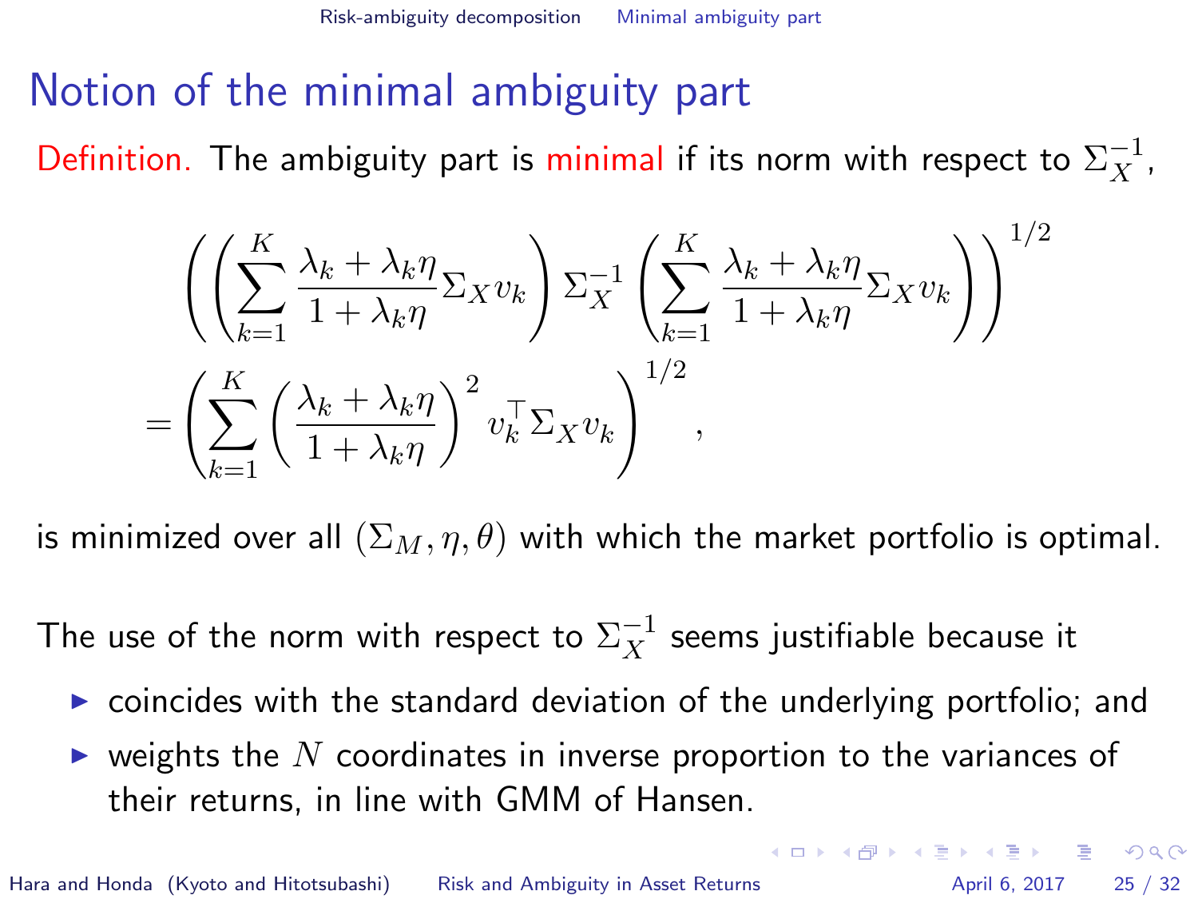# Notion of the minimal ambiguity part

Definition. The ambiguity part is minimal if its norm with respect to $\Sigma_X^{-1}$,

$$
\left( \left( \sum_{k=1}^{K} \frac{\lambda_k + \lambda_k \eta}{1 + \lambda_k \eta} \Sigma_X v_k \right) \Sigma_X^{-1} \left( \sum_{k=1}^{K} \frac{\lambda_k + \lambda_k \eta}{1 + \lambda_k \eta} \Sigma_X v_k \right) \right)^{1/2}
$$

$$
= \left( \sum_{k=1}^{K} \left( \frac{\lambda_k + \lambda_k \eta}{1 + \lambda_k \eta} \right)^2 v_k^\top \Sigma_X v_k \right)^{1/2},
$$

is minimized over all $(\Sigma_M, \eta, \theta)$ with which the market portfolio is optimal.

The use of the norm with respect to $\Sigma_X^{-1}$ seems justifiable because it

- coincides with the standard deviation of the underlying portfolio; and
- weights the $N$ coordinates in inverse proportion to the variances of their returns, in line with GMM of Hansen.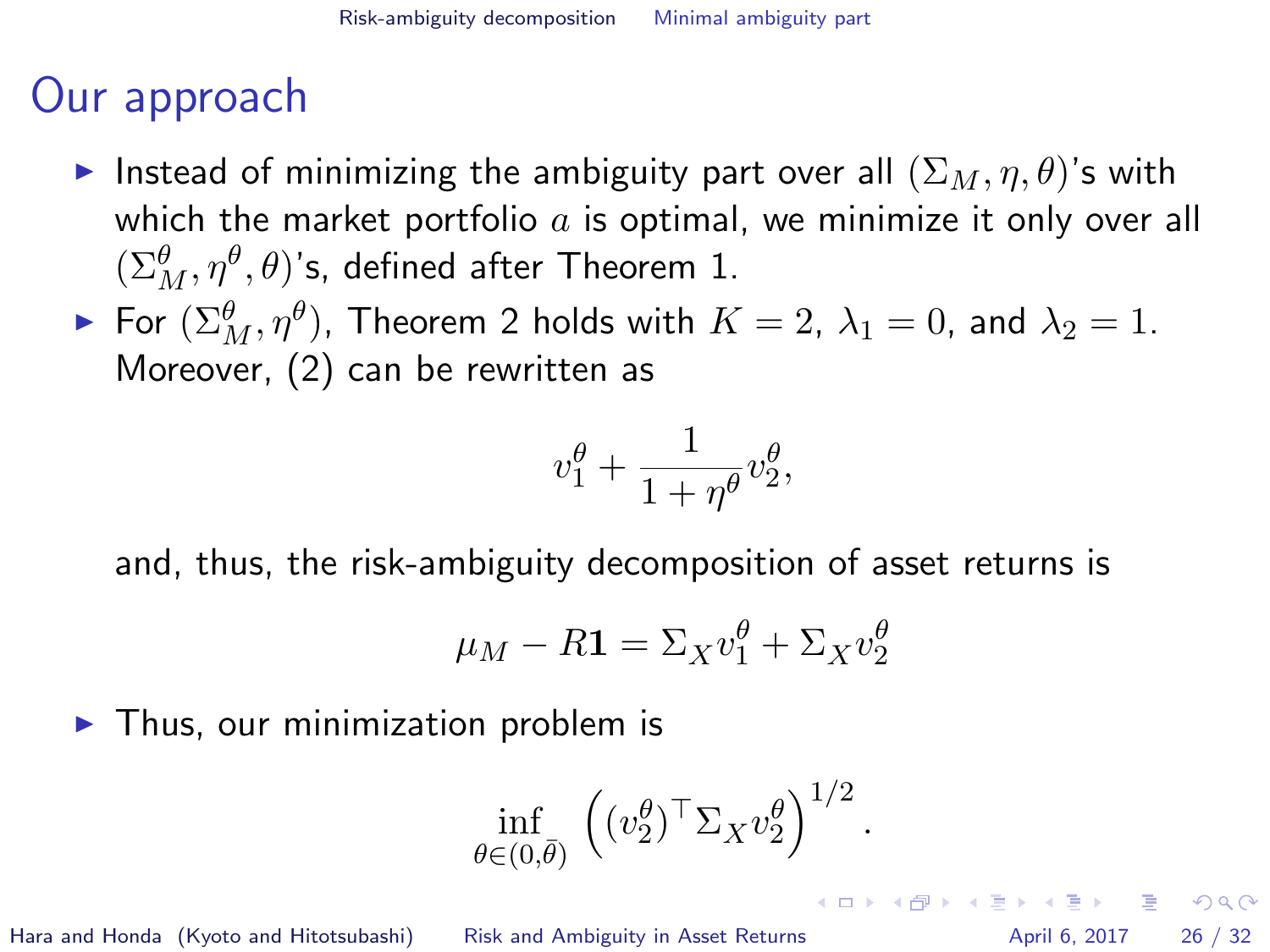# Our approach

- Instead of minimizing the ambiguity part over all $(\Sigma_M, \eta, \theta)$'s with which the market portfolio $a$ is optimal, we minimize it only over all $(\Sigma_M^\theta, \eta^\theta, \theta)$'s, defined after Theorem 1.
- For $(\Sigma_M^\theta, \eta^\theta)$, Theorem 2 holds with $K = 2$, $\lambda_1 = 0$, and $\lambda_2 = 1$. Moreover, (2) can be rewritten as

$$v_1^\theta + \frac{1}{1+\eta^\theta} v_2^\theta,$$

  and, thus, the risk-ambiguity decomposition of asset returns is

$$\mu_M - R\mathbf{1} = \Sigma_X v_1^\theta + \Sigma_X v_2^\theta$$

- Thus, our minimization problem is

$$\inf_{\theta \in (0,\bar{\theta})} \left( (v_2^\theta)^\top \Sigma_X v_2^\theta \right)^{1/2}.$$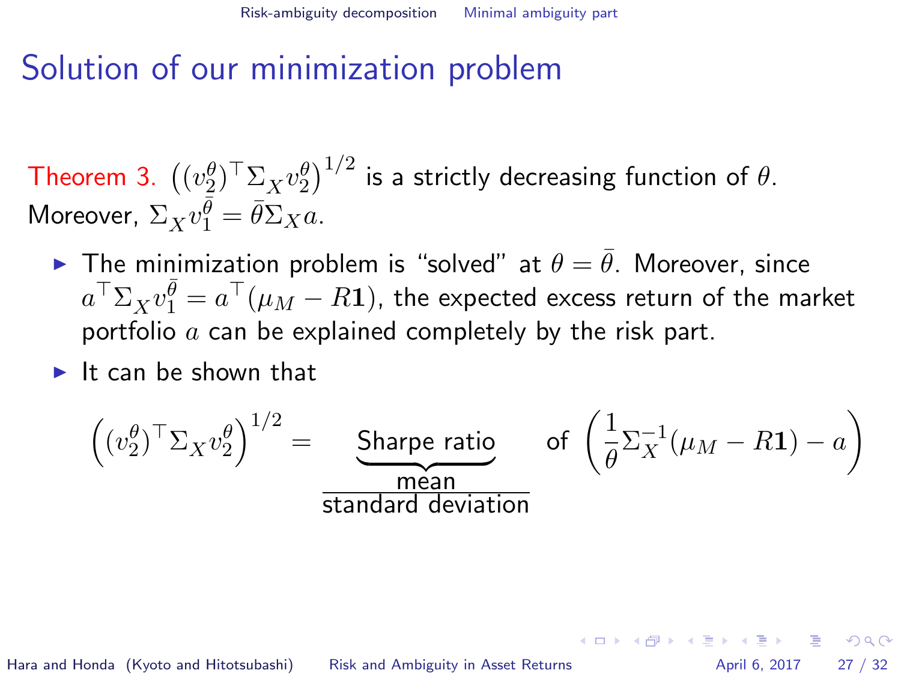# Solution of our minimization problem

Theorem 3. $\left((v_2^\theta)^\top \Sigma_X v_2^\theta\right)^{1/2}$ is a strictly decreasing function of $\theta$. Moreover, $\Sigma_X v_1^{\bar{\theta}} = \bar{\theta}\Sigma_X a$.

- The minimization problem is "solved" at $\theta = \bar{\theta}$. Moreover, since $a^\top \Sigma_X v_1^{\bar{\theta}} = a^\top(\mu_M - R\mathbf{1})$, the expected excess return of the market portfolio $a$ can be explained completely by the risk part.
- It can be shown that

$$\left((v_2^\theta)^\top \Sigma_X v_2^\theta\right)^{1/2} = \underbrace{\text{Sharpe ratio}}_{\frac{\text{mean}}{\text{standard deviation}}} \quad \text{of} \ \left(\frac{1}{\theta}\Sigma_X^{-1}(\mu_M - R\mathbf{1}) - a\right)$$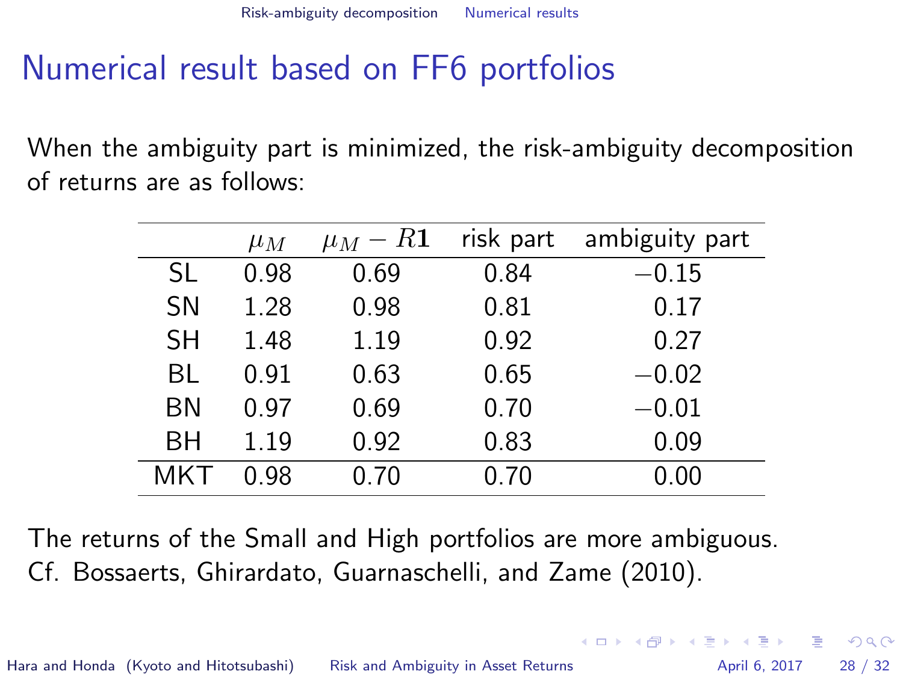# Numerical result based on FF6 portfolios

When the ambiguity part is minimized, the risk-ambiguity decomposition of returns are as follows:

| | $\mu_M$ | $\mu_M - R\mathbf{1}$ | risk part | ambiguity part |
|---|---|---|---|---|
| SL | 0.98 | 0.69 | 0.84 | $-0.15$ |
| SN | 1.28 | 0.98 | 0.81 | 0.17 |
| SH | 1.48 | 1.19 | 0.92 | 0.27 |
| BL | 0.91 | 0.63 | 0.65 | $-0.02$ |
| BN | 0.97 | 0.69 | 0.70 | $-0.01$ |
| BH | 1.19 | 0.92 | 0.83 | 0.09 |
| MKT | 0.98 | 0.70 | 0.70 | 0.00 |

The returns of the Small and High portfolios are more ambiguous.
Cf. Bossaerts, Ghirardato, Guarnaschelli, and Zame (2010).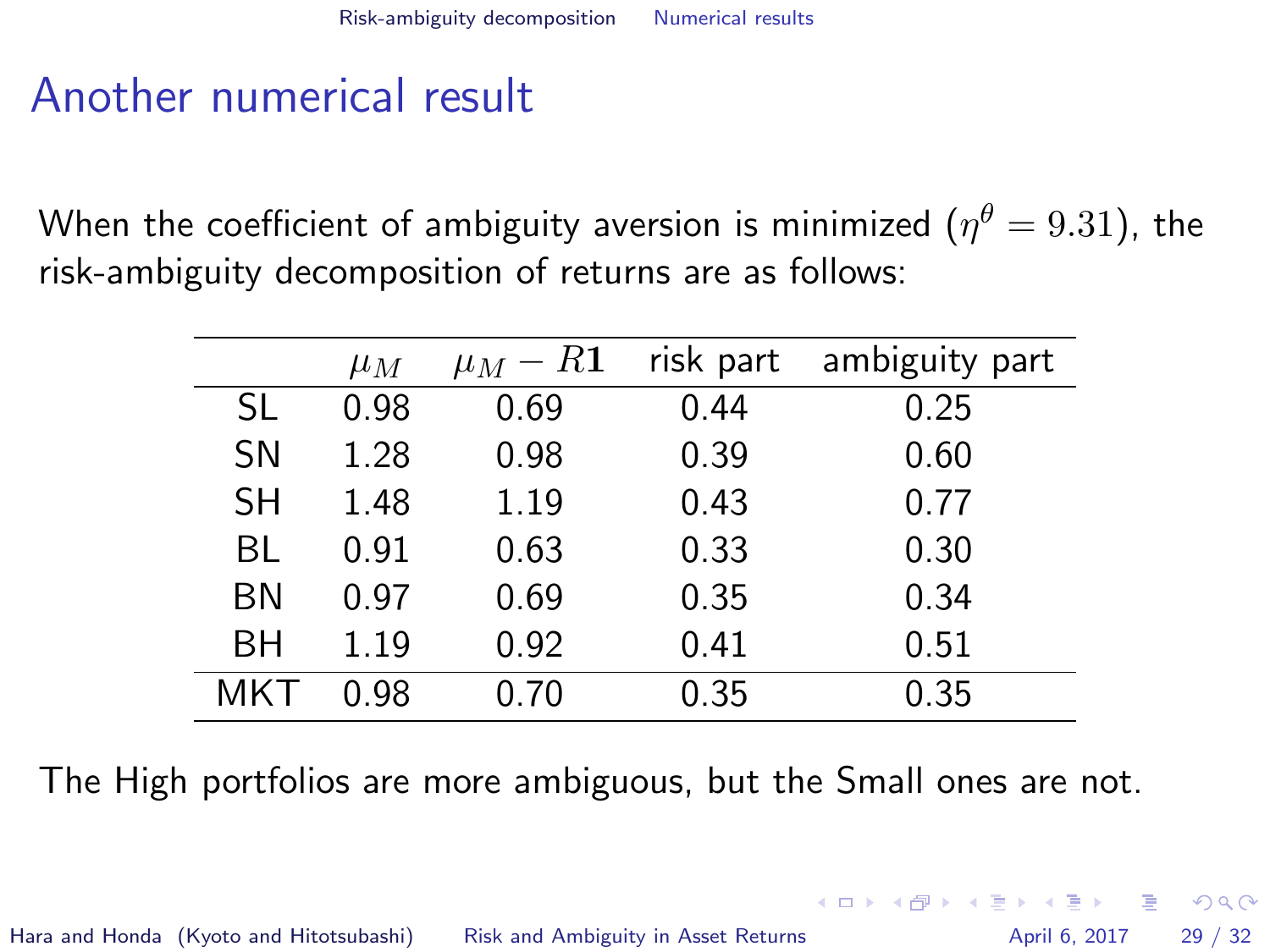# Another numerical result

When the coefficient of ambiguity aversion is minimized ($\eta^{\theta} = 9.31$), the risk-ambiguity decomposition of returns are as follows:

| | $\mu_M$ | $\mu_M - R\mathbf{1}$ | risk part | ambiguity part |
|---|---|---|---|---|
| SL | 0.98 | 0.69 | 0.44 | 0.25 |
| SN | 1.28 | 0.98 | 0.39 | 0.60 |
| SH | 1.48 | 1.19 | 0.43 | 0.77 |
| BL | 0.91 | 0.63 | 0.33 | 0.30 |
| BN | 0.97 | 0.69 | 0.35 | 0.34 |
| BH | 1.19 | 0.92 | 0.41 | 0.51 |
| MKT | 0.98 | 0.70 | 0.35 | 0.35 |

The High portfolios are more ambiguous, but the Small ones are not.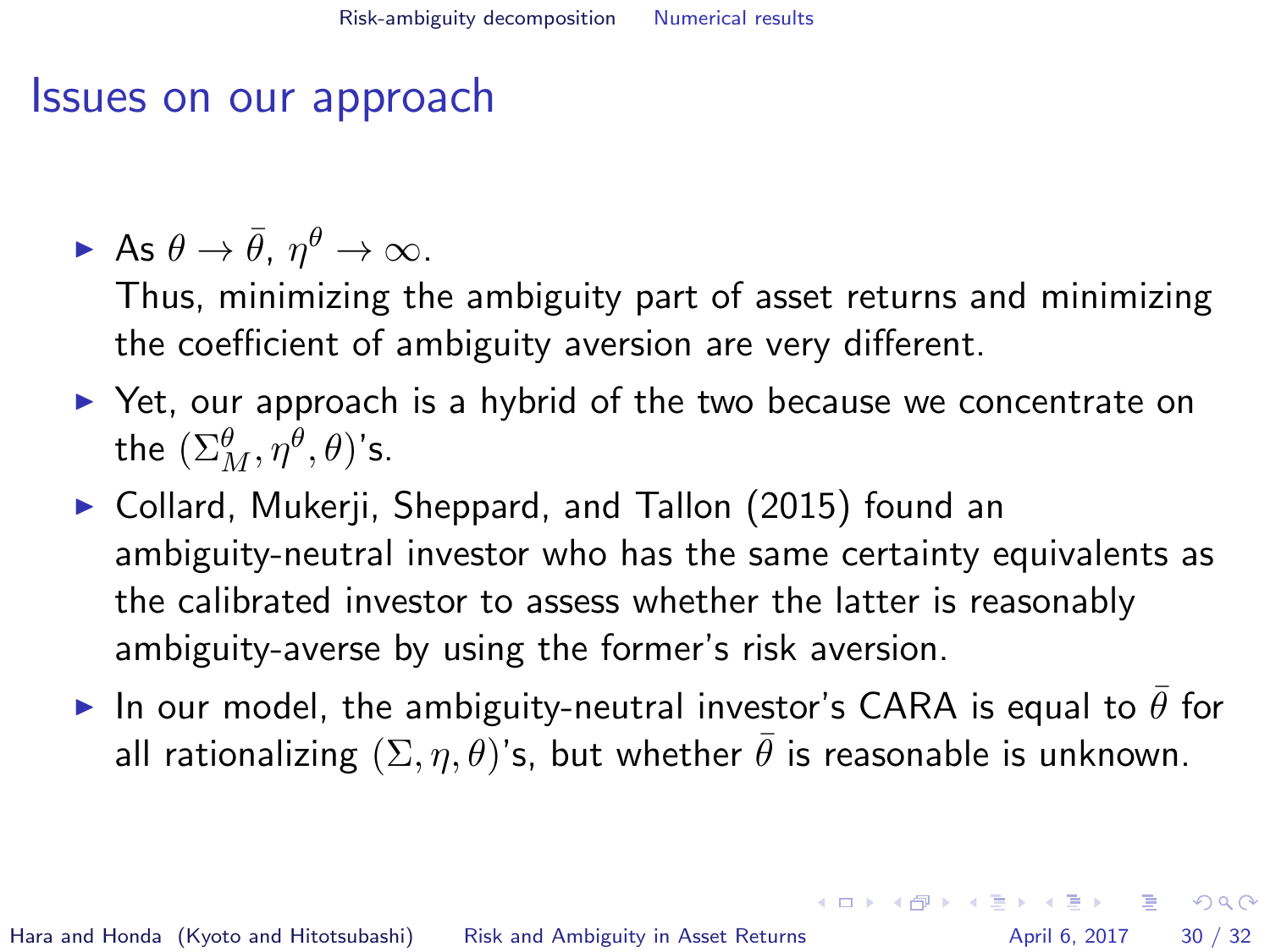# Issues on our approach

- As $\theta \to \bar{\theta}$, $\eta^{\theta} \to \infty$.
  Thus, minimizing the ambiguity part of asset returns and minimizing the coefficient of ambiguity aversion are very different.
- Yet, our approach is a hybrid of the two because we concentrate on the $(\Sigma_M^{\theta}, \eta^{\theta}, \theta)$'s.
- Collard, Mukerji, Sheppard, and Tallon (2015) found an ambiguity-neutral investor who has the same certainty equivalents as the calibrated investor to assess whether the latter is reasonably ambiguity-averse by using the former's risk aversion.
- In our model, the ambiguity-neutral investor's CARA is equal to $\bar{\theta}$ for all rationalizing $(\Sigma, \eta, \theta)$'s, but whether $\bar{\theta}$ is reasonable is unknown.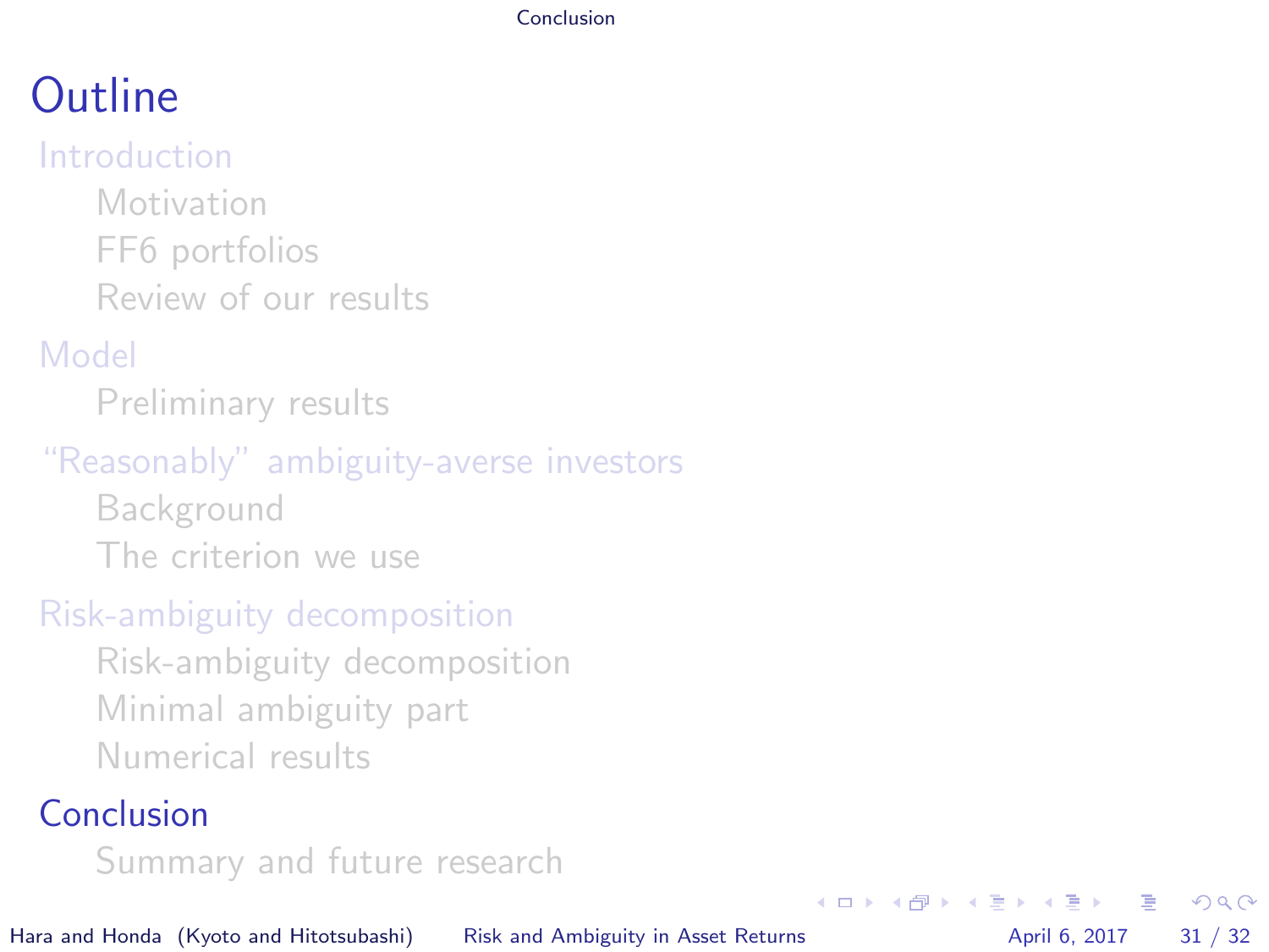# Outline

- Introduction
  - Motivation
  - FF6 portfolios
  - Review of our results
- Model
  - Preliminary results
- "Reasonably" ambiguity-averse investors
  - Background
  - The criterion we use
- Risk-ambiguity decomposition
  - Risk-ambiguity decomposition
  - Minimal ambiguity part
  - Numerical results
- Conclusion
  - Summary and future research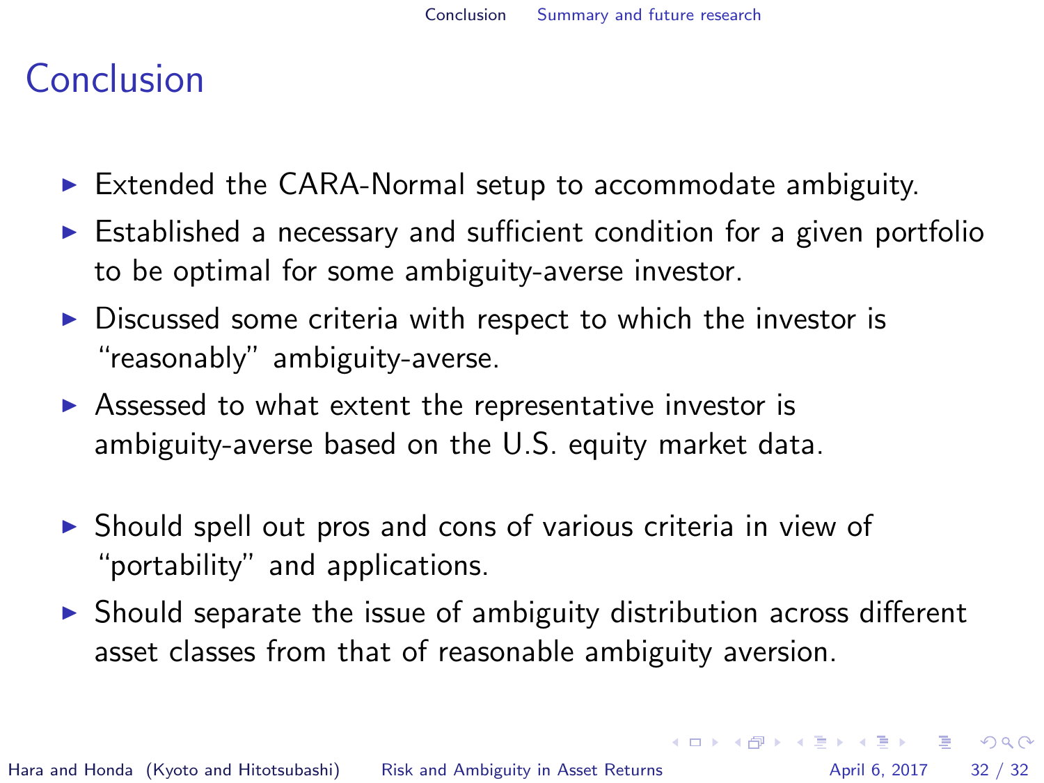# Conclusion

- Extended the CARA-Normal setup to accommodate ambiguity.
- Established a necessary and sufficient condition for a given portfolio to be optimal for some ambiguity-averse investor.
- Discussed some criteria with respect to which the investor is "reasonably" ambiguity-averse.
- Assessed to what extent the representative investor is ambiguity-averse based on the U.S. equity market data.

- Should spell out pros and cons of various criteria in view of "portability" and applications.
- Should separate the issue of ambiguity distribution across different asset classes from that of reasonable ambiguity aversion.